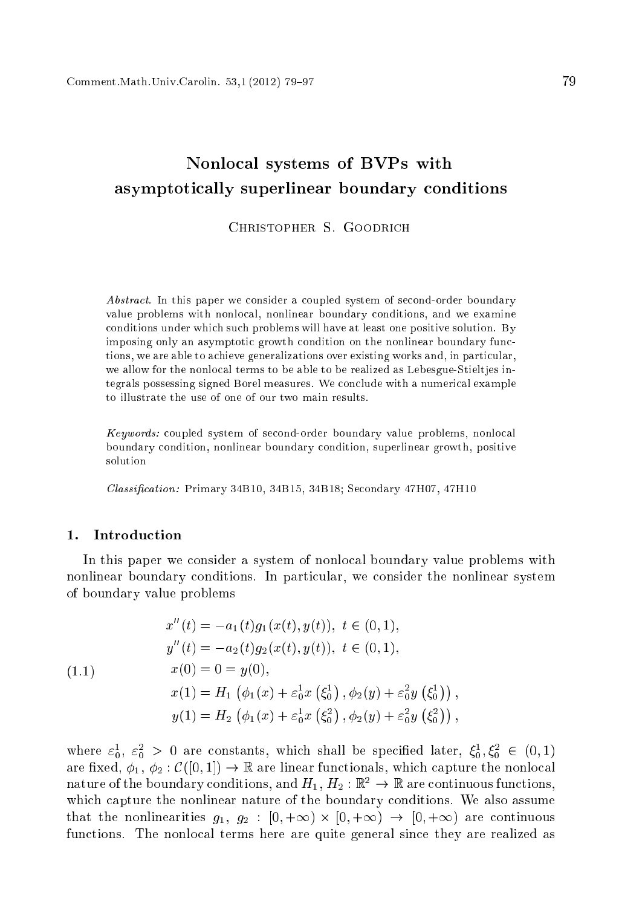# Nonlocal systems of BVPs with asymptotically superlinear boundary conditions

Christopher S. Goodrich

*Abstract.* In this paper we consider a coupled system of second-order boundary value problems with nonlocal, nonlinear boundary conditions, and we examine conditions under which such problems will have at least one positive solution. By imposing only an asymptotic growth condition on the nonlinear boundary functions, we are able to achieve generalizations over existing works and, in particular, we allow for the nonlocal terms to be able to be realized as Lebesgue-Stieltjes integrals possessing signed Borel measures. We conclude with a numerical example to illustrate the use of one of our two main results.

*Keywords:* coupled system of second-order boundary value problems, nonlocal boundary condition, nonlinear boundary condition, superlinear growth, positive solution

*Classification:* Primary 34B10, 34B15, 34B18; Secondary 47H07, 47H10

## 1. Introduction

In this paper we consider a system of nonlocal boundary value problems with nonlinear boundary conditions. In particular, we consider the nonlinear system of boundary value problems

$$
\begin{aligned}
&x''(t) = -a_1(t)g_1(x(t), y(t)),\ t \in (0,1),\\
&y''(t) = -a_2(t)g_2(x(t), y(t)),\ t \in (0,1),\\
&x(0) = 0 = y(0),\\
&x(1) = H_1\left(\phi_1(x) + \varepsilon_0^1 x\left(\xi_0^1\right), \phi_2(y) + \varepsilon_0^2 y\left(\xi_0^1\right)\right),\\
&y(1) = H_2\left(\phi_1(x) + \varepsilon_0^1 x\left(\xi_0^2\right), \phi_2(y) + \varepsilon_0^2 y\left(\xi_0^2\right)\right),
\end{aligned}
\tag{1.1}
$$

where $\varepsilon_0^1,\ \varepsilon_0^2 > 0$ are constants, which shall be specified later, $\xi_0^1, \xi_0^2 \in (0,1)$ are fixed, $\phi_1,\ \phi_2 : \mathcal{C}([0,1]) \rightarrow \mathbb{R}$ are linear functionals, which capture the nonlocal nature of the boundary conditions, and $H_1,\ H_2 : \mathbb{R}^2 \rightarrow \mathbb{R}$ are continuous functions, which capture the nonlinear nature of the boundary conditions. We also assume that the nonlinearities $g_1,\ g_2 : [0, +\infty) \times [0, +\infty) \rightarrow [0, +\infty)$ are continuous functions. The nonlocal terms here are quite general since they are realized as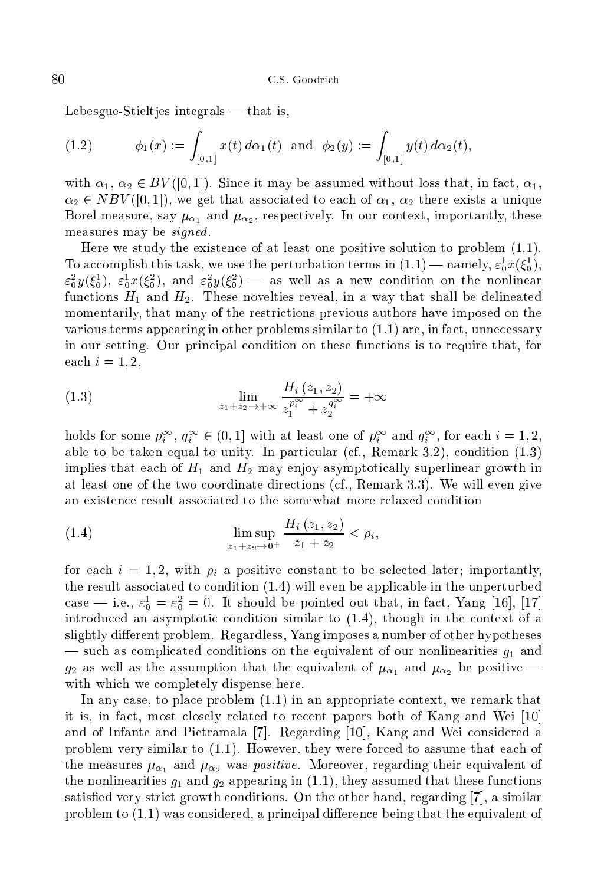Lebesgue-Stieltjes integrals — that is,

$$\phi_1(x) := \int_{[0,1]} x(t)\, d\alpha_1(t) \;\; \text{and} \;\; \phi_2(y) := \int_{[0,1]} y(t)\, d\alpha_2(t), \tag{1.2}$$

with $\alpha_1$, $\alpha_2 \in BV([0,1])$. Since it may be assumed without loss that, in fact, $\alpha_1$, $\alpha_2 \in NBV([0,1])$, we get that associated to each of $\alpha_1$, $\alpha_2$ there exists a unique Borel measure, say $\mu_{\alpha_1}$ and $\mu_{\alpha_2}$, respectively. In our context, importantly, these measures may be *signed*.

Here we study the existence of at least one positive solution to problem (1.1). To accomplish this task, we use the perturbation terms in (1.1) — namely, $\varepsilon_0^1 x(\xi_0^1)$, $\varepsilon_0^2 y(\xi_0^1)$, $\varepsilon_0^1 x(\xi_0^2)$, and $\varepsilon_0^2 y(\xi_0^2)$ — as well as a new condition on the nonlinear functions $H_1$ and $H_2$. These novelties reveal, in a way that shall be delineated momentarily, that many of the restrictions previous authors have imposed on the various terms appearing in other problems similar to (1.1) are, in fact, unnecessary in our setting. Our principal condition on these functions is to require that, for each $i = 1, 2$,

$$\lim_{z_1+z_2\to+\infty} \frac{H_i\left(z_1, z_2\right)}{z_1^{p_i^\infty} + z_2^{q_i^\infty}} = +\infty \tag{1.3}$$

holds for some $p_i^\infty$, $q_i^\infty \in (0,1]$ with at least one of $p_i^\infty$ and $q_i^\infty$, for each $i = 1, 2$, able to be taken equal to unity. In particular (cf., Remark 3.2), condition (1.3) implies that each of $H_1$ and $H_2$ may enjoy asymptotically superlinear growth in at least one of the two coordinate directions (cf., Remark 3.3). We will even give an existence result associated to the somewhat more relaxed condition

$$\limsup_{z_1+z_2\to 0^+} \frac{H_i\left(z_1, z_2\right)}{z_1 + z_2} < \rho_i, \tag{1.4}$$

for each $i = 1, 2$, with $\rho_i$ a positive constant to be selected later; importantly, the result associated to condition (1.4) will even be applicable in the unperturbed case — i.e., $\varepsilon_0^1 = \varepsilon_0^2 = 0$. It should be pointed out that, in fact, Yang [16], [17] introduced an asymptotic condition similar to (1.4), though in the context of a slightly different problem. Regardless, Yang imposes a number of other hypotheses — such as complicated conditions on the equivalent of our nonlinearities $g_1$ and $g_2$ as well as the assumption that the equivalent of $\mu_{\alpha_1}$ and $\mu_{\alpha_2}$ be positive — with which we completely dispense here.

In any case, to place problem (1.1) in an appropriate context, we remark that it is, in fact, most closely related to recent papers both of Kang and Wei [10] and of Infante and Pietramala [7]. Regarding [10], Kang and Wei considered a problem very similar to (1.1). However, they were forced to assume that each of the measures $\mu_{\alpha_1}$ and $\mu_{\alpha_2}$ was *positive*. Moreover, regarding their equivalent of the nonlinearities $g_1$ and $g_2$ appearing in (1.1), they assumed that these functions satisfied very strict growth conditions. On the other hand, regarding [7], a similar problem to (1.1) was considered, a principal difference being that the equivalent of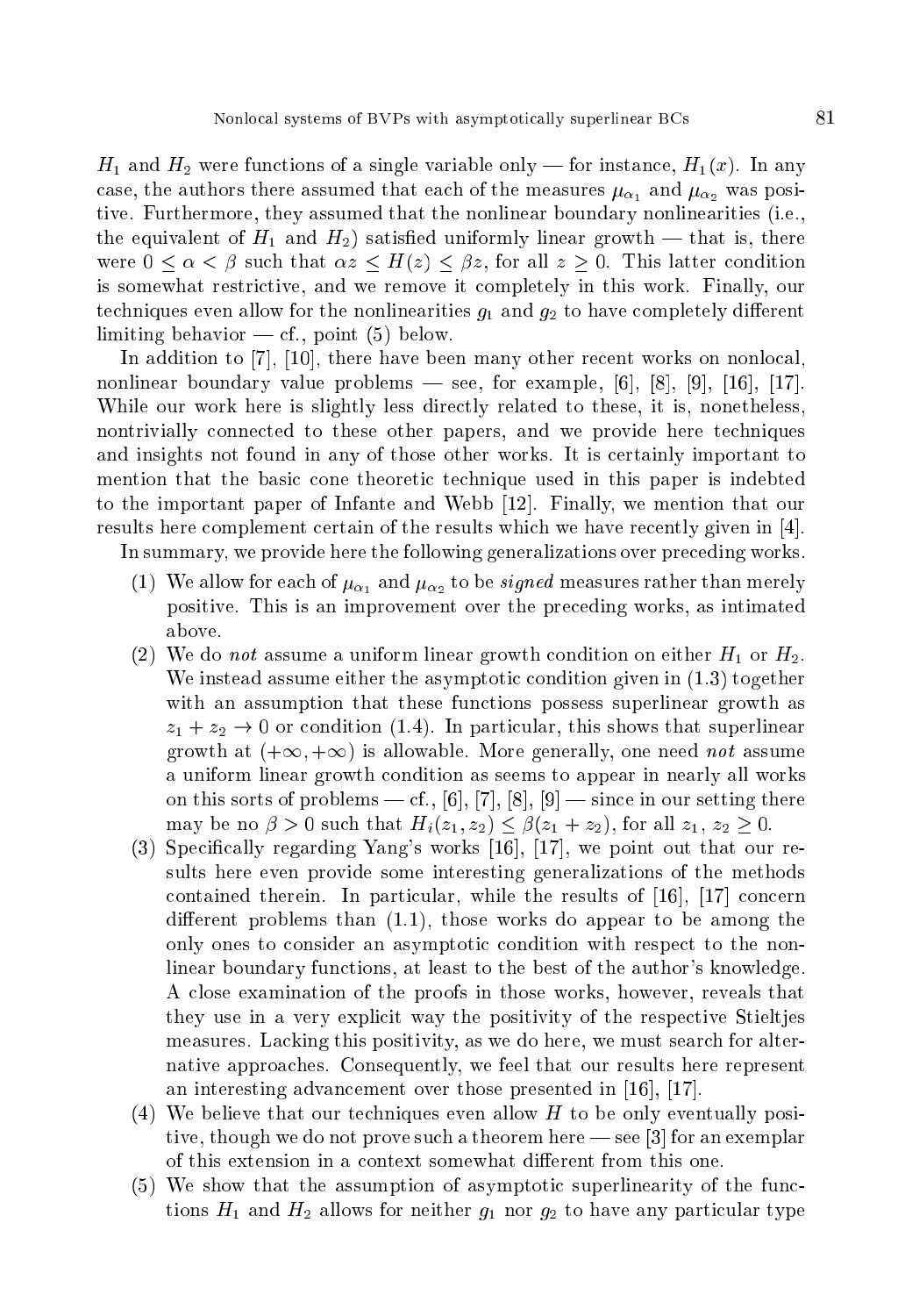$H_1$ and $H_2$ were functions of a single variable only — for instance, $H_1(x)$. In any case, the authors there assumed that each of the measures $\mu_{\alpha_1}$ and $\mu_{\alpha_2}$ was positive. Furthermore, they assumed that the nonlinear boundary nonlinearities (i.e., the equivalent of $H_1$ and $H_2$) satisfied uniformly linear growth — that is, there were $0 \leq \alpha < \beta$ such that $\alpha z \leq H(z) \leq \beta z$, for all $z \geq 0$. This latter condition is somewhat restrictive, and we remove it completely in this work. Finally, our techniques even allow for the nonlinearities $g_1$ and $g_2$ to have completely different limiting behavior — cf., point (5) below.

In addition to [7], [10], there have been many other recent works on nonlocal, nonlinear boundary value problems — see, for example, [6], [8], [9], [16], [17]. While our work here is slightly less directly related to these, it is, nonetheless, nontrivially connected to these other papers, and we provide here techniques and insights not found in any of those other works. It is certainly important to mention that the basic cone theoretic technique used in this paper is indebted to the important paper of Infante and Webb [12]. Finally, we mention that our results here complement certain of the results which we have recently given in [4].

In summary, we provide here the following generalizations over preceding works.

1. We allow for each of $\mu_{\alpha_1}$ and $\mu_{\alpha_2}$ to be *signed* measures rather than merely positive. This is an improvement over the preceding works, as intimated above.
2. We do *not* assume a uniform linear growth condition on either $H_1$ or $H_2$. We instead assume either the asymptotic condition given in (1.3) together with an assumption that these functions possess superlinear growth as $z_1 + z_2 \to 0$ or condition (1.4). In particular, this shows that superlinear growth at $(+\infty, +\infty)$ is allowable. More generally, one need *not* assume a uniform linear growth condition as seems to appear in nearly all works on this sorts of problems — cf., [6], [7], [8], [9] — since in our setting there may be no $\beta > 0$ such that $H_i(z_1, z_2) \leq \beta(z_1 + z_2)$, for all $z_1, z_2 \geq 0$.
3. Specifically regarding Yang's works [16], [17], we point out that our results here even provide some interesting generalizations of the methods contained therein. In particular, while the results of [16], [17] concern different problems than (1.1), those works do appear to be among the only ones to consider an asymptotic condition with respect to the nonlinear boundary functions, at least to the best of the author's knowledge. A close examination of the proofs in those works, however, reveals that they use in a very explicit way the positivity of the respective Stieltjes measures. Lacking this positivity, as we do here, we must search for alternative approaches. Consequently, we feel that our results here represent an interesting advancement over those presented in [16], [17].
4. We believe that our techniques even allow $H$ to be only eventually positive, though we do not prove such a theorem here — see [3] for an exemplar of this extension in a context somewhat different from this one.
5. We show that the assumption of asymptotic superlinearity of the functions $H_1$ and $H_2$ allows for neither $g_1$ nor $g_2$ to have any particular type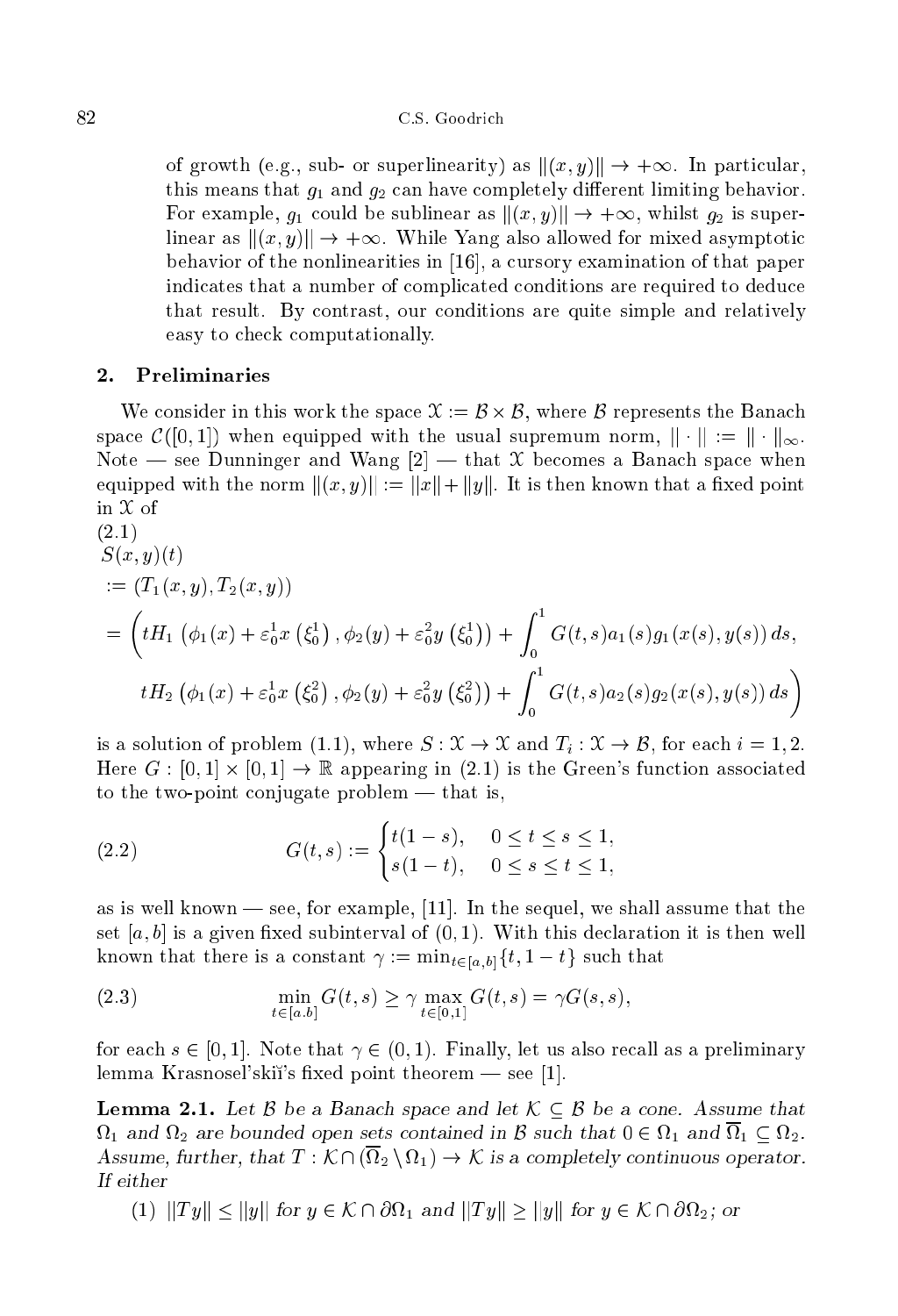of growth (e.g., sub- or superlinearity) as $\|(x,y)\| \to +\infty$. In particular, this means that $g_1$ and $g_2$ can have completely different limiting behavior. For example, $g_1$ could be sublinear as $\|(x,y)\| \to +\infty$, whilst $g_2$ is superlinear as $\|(x,y)\| \to +\infty$. While Yang also allowed for mixed asymptotic behavior of the nonlinearities in [16], a cursory examination of that paper indicates that a number of complicated conditions are required to deduce that result. By contrast, our conditions are quite simple and relatively easy to check computationally.

## 2. Preliminaries

We consider in this work the space $\mathcal{X} := \mathcal{B} \times \mathcal{B}$, where $\mathcal{B}$ represents the Banach space $\mathcal{C}([0,1])$ when equipped with the usual supremum norm, $\|\cdot\| := \|\cdot\|_\infty$. Note — see Dunninger and Wang [2] — that $\mathcal{X}$ becomes a Banach space when equipped with the norm $\|(x,y)\| := \|x\| + \|y\|$. It is then known that a fixed point in $\mathcal{X}$ of

$$
\begin{aligned}
&S(x,y)(t) \\
&:= (T_1(x,y), T_2(x,y)) \\
&= \Bigg(tH_1\left(\phi_1(x) + \varepsilon_0^1 x\left(\xi_0^1\right), \phi_2(y) + \varepsilon_0^2 y\left(\xi_0^1\right)\right) + \int_0^1 G(t,s)a_1(s)g_1(x(s),y(s))\,ds, \\
&\qquad tH_2\left(\phi_1(x) + \varepsilon_0^1 x\left(\xi_0^2\right), \phi_2(y) + \varepsilon_0^2 y\left(\xi_0^2\right)\right) + \int_0^1 G(t,s)a_2(s)g_2(x(s),y(s))\,ds\Bigg)
\end{aligned}
\tag{2.1}
$$

is a solution of problem (1.1), where $S : \mathcal{X} \to \mathcal{X}$ and $T_i : \mathcal{X} \to \mathcal{B}$, for each $i = 1, 2$. Here $G : [0,1] \times [0,1] \to \mathbb{R}$ appearing in (2.1) is the Green's function associated to the two-point conjugate problem — that is,

$$
G(t,s) := \begin{cases} t(1-s), & 0 \le t \le s \le 1, \\ s(1-t), & 0 \le s \le t \le 1, \end{cases}
\tag{2.2}
$$

as is well known — see, for example, [11]. In the sequel, we shall assume that the set $[a,b]$ is a given fixed subinterval of $(0,1)$. With this declaration it is then well known that there is a constant $\gamma := \min_{t \in [a,b]}\{t, 1-t\}$ such that

$$
\min_{t \in [a.b]} G(t,s) \ge \gamma \max_{t \in [0,1]} G(t,s) = \gamma G(s,s),
\tag{2.3}
$$

for each $s \in [0,1]$. Note that $\gamma \in (0,1)$. Finally, let us also recall as a preliminary lemma Krasnosel'skiĭ's fixed point theorem — see [1].

**Lemma 2.1.** *Let $\mathcal{B}$ be a Banach space and let $\mathcal{K} \subseteq \mathcal{B}$ be a cone. Assume that $\Omega_1$ and $\Omega_2$ are bounded open sets contained in $\mathcal{B}$ such that $0 \in \Omega_1$ and $\overline{\Omega}_1 \subseteq \Omega_2$. Assume, further, that $T : \mathcal{K} \cap (\overline{\Omega}_2 \setminus \Omega_1) \to \mathcal{K}$ is a completely continuous operator. If either*

(1) *$\|Ty\| \le \|y\|$ for $y \in \mathcal{K} \cap \partial\Omega_1$ and $\|Ty\| \ge \|y\|$ for $y \in \mathcal{K} \cap \partial\Omega_2$; or*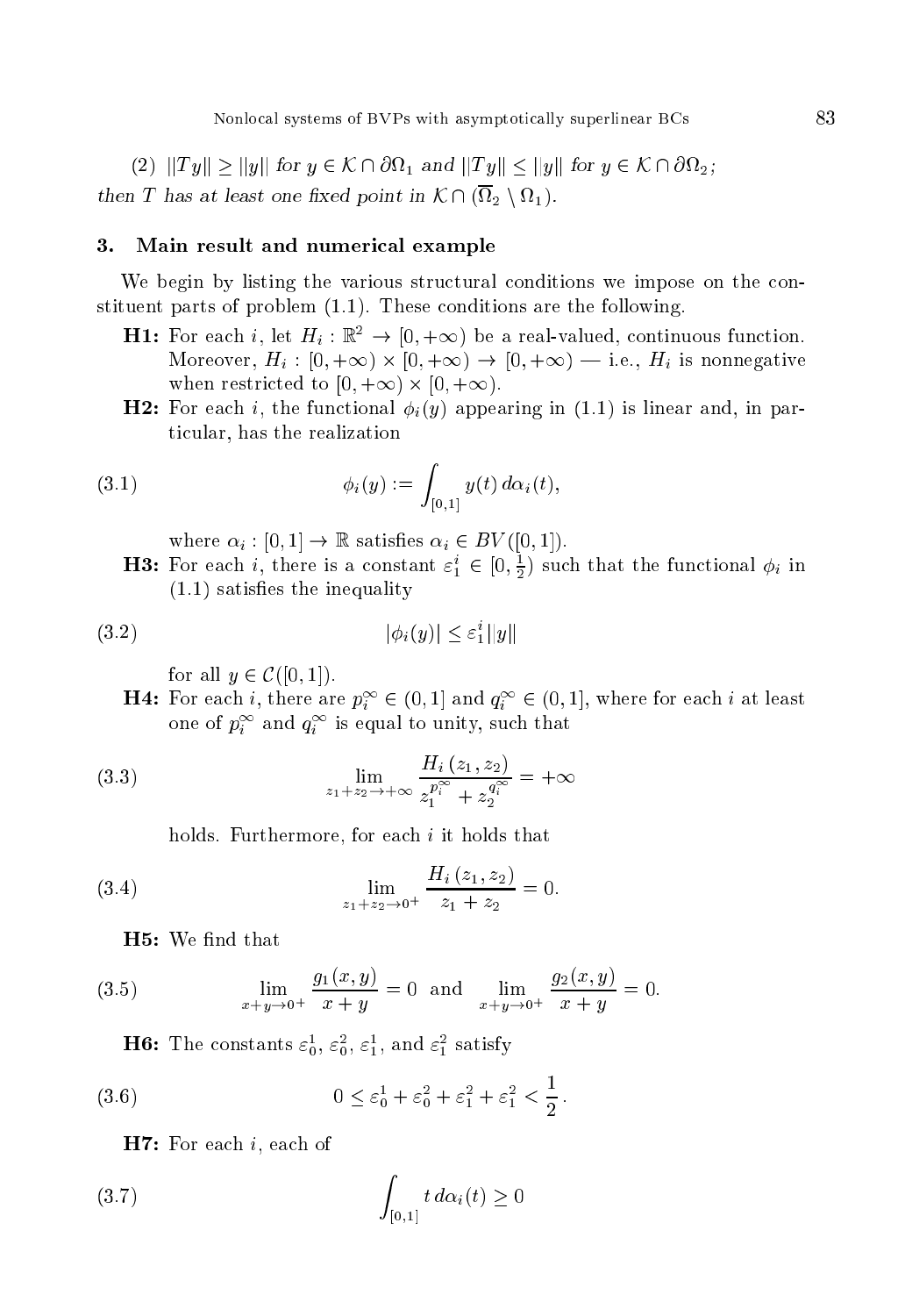(2) $\|Ty\| \geq \|y\|$ for $y \in \mathcal{K} \cap \partial\Omega_1$ and $\|Ty\| \leq \|y\|$ for $y \in \mathcal{K} \cap \partial\Omega_2$;

then $T$ has at least one fixed point in $\mathcal{K} \cap (\overline{\Omega}_2 \setminus \Omega_1)$.

## 3. Main result and numerical example

We begin by listing the various structural conditions we impose on the constituent parts of problem (1.1). These conditions are the following.

**H1:** For each $i$, let $H_i : \mathbb{R}^2 \to [0, +\infty)$ be a real-valued, continuous function. Moreover, $H_i : [0, +\infty) \times [0, +\infty) \to [0, +\infty)$ — i.e., $H_i$ is nonnegative when restricted to $[0, +\infty) \times [0, +\infty)$.

**H2:** For each $i$, the functional $\phi_i(y)$ appearing in (1.1) is linear and, in particular, has the realization

$$\phi_i(y) := \int_{[0,1]} y(t)\, d\alpha_i(t), \tag{3.1}$$

where $\alpha_i : [0, 1] \to \mathbb{R}$ satisfies $\alpha_i \in BV([0, 1])$.

**H3:** For each $i$, there is a constant $\varepsilon_1^i \in [0, \frac{1}{2})$ such that the functional $\phi_i$ in (1.1) satisfies the inequality

$$|\phi_i(y)| \leq \varepsilon_1^i \|y\| \tag{3.2}$$

for all $y \in \mathcal{C}([0, 1])$.

**H4:** For each $i$, there are $p_i^\infty \in (0, 1]$ and $q_i^\infty \in (0, 1]$, where for each $i$ at least one of $p_i^\infty$ and $q_i^\infty$ is equal to unity, such that

$$\lim_{z_1 + z_2 \to +\infty} \frac{H_i(z_1, z_2)}{z_1^{p_i^\infty} + z_2^{q_i^\infty}} = +\infty \tag{3.3}$$

holds. Furthermore, for each $i$ it holds that

$$\lim_{z_1 + z_2 \to 0^+} \frac{H_i(z_1, z_2)}{z_1 + z_2} = 0. \tag{3.4}$$

**H5:** We find that

$$\lim_{x + y \to 0^+} \frac{g_1(x, y)}{x + y} = 0 \quad \text{and} \quad \lim_{x + y \to 0^+} \frac{g_2(x, y)}{x + y} = 0. \tag{3.5}$$

**H6:** The constants $\varepsilon_0^1$, $\varepsilon_0^2$, $\varepsilon_1^1$, and $\varepsilon_1^2$ satisfy

$$0 \leq \varepsilon_0^1 + \varepsilon_0^2 + \varepsilon_1^2 + \varepsilon_1^2 < \frac{1}{2}. \tag{3.6}$$

**H7:** For each $i$, each of

$$\int_{[0,1]} t\, d\alpha_i(t) \geq 0 \tag{3.7}$$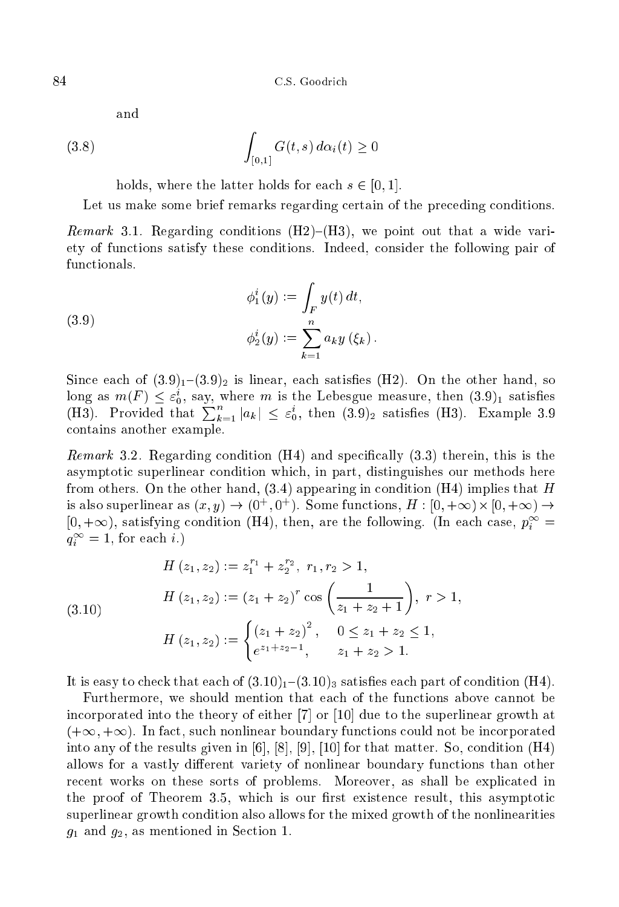and

$$\int_{[0,1]} G(t,s)\, d\alpha_i(t) \geq 0 \tag{3.8}$$

holds, where the latter holds for each $s \in [0,1]$.

Let us make some brief remarks regarding certain of the preceding conditions.

*Remark* 3.1. Regarding conditions (H2)–(H3), we point out that a wide variety of functions satisfy these conditions. Indeed, consider the following pair of functionals.

$$\begin{aligned} \phi_1^i(y) &:= \int_F y(t)\, dt, \\ \phi_2^i(y) &:= \sum_{k=1}^{n} a_k y\left(\xi_k\right). \end{aligned} \tag{3.9}$$

Since each of $(3.9)_1$–$(3.9)_2$ is linear, each satisfies (H2). On the other hand, so long as $m(F) \leq \varepsilon_0^i$, say, where $m$ is the Lebesgue measure, then $(3.9)_1$ satisfies (H3). Provided that $\sum_{k=1}^{n} |a_k| \leq \varepsilon_0^i$, then $(3.9)_2$ satisfies (H3). Example 3.9 contains another example.

*Remark* 3.2. Regarding condition (H4) and specifically (3.3) therein, this is the asymptotic superlinear condition which, in part, distinguishes our methods here from others. On the other hand, (3.4) appearing in condition (H4) implies that $H$ is also superlinear as $(x,y) \to (0^+, 0^+)$. Some functions, $H : [0,+\infty) \times [0,+\infty) \to [0,+\infty)$, satisfying condition (H4), then, are the following. (In each case, $p_i^\infty = q_i^\infty = 1$, for each $i$.)

$$\begin{aligned} H\left(z_1, z_2\right) &:= z_1^{r_1} + z_2^{r_2},\ r_1, r_2 > 1, \\ H\left(z_1, z_2\right) &:= \left(z_1 + z_2\right)^r \cos\left(\frac{1}{z_1 + z_2 + 1}\right),\ r > 1, \\ H\left(z_1, z_2\right) &:= \begin{cases} \left(z_1 + z_2\right)^2, & 0 \leq z_1 + z_2 \leq 1, \\ e^{z_1 + z_2 - 1}, & z_1 + z_2 > 1. \end{cases} \end{aligned} \tag{3.10}$$

It is easy to check that each of $(3.10)_1$–$(3.10)_3$ satisfies each part of condition (H4).

Furthermore, we should mention that each of the functions above cannot be incorporated into the theory of either [7] or [10] due to the superlinear growth at $(+\infty, +\infty)$. In fact, such nonlinear boundary functions could not be incorporated into any of the results given in [6], [8], [9], [10] for that matter. So, condition (H4) allows for a vastly different variety of nonlinear boundary functions than other recent works on these sorts of problems. Moreover, as shall be explicated in the proof of Theorem 3.5, which is our first existence result, this asymptotic superlinear growth condition also allows for the mixed growth of the nonlinearities $g_1$ and $g_2$, as mentioned in Section 1.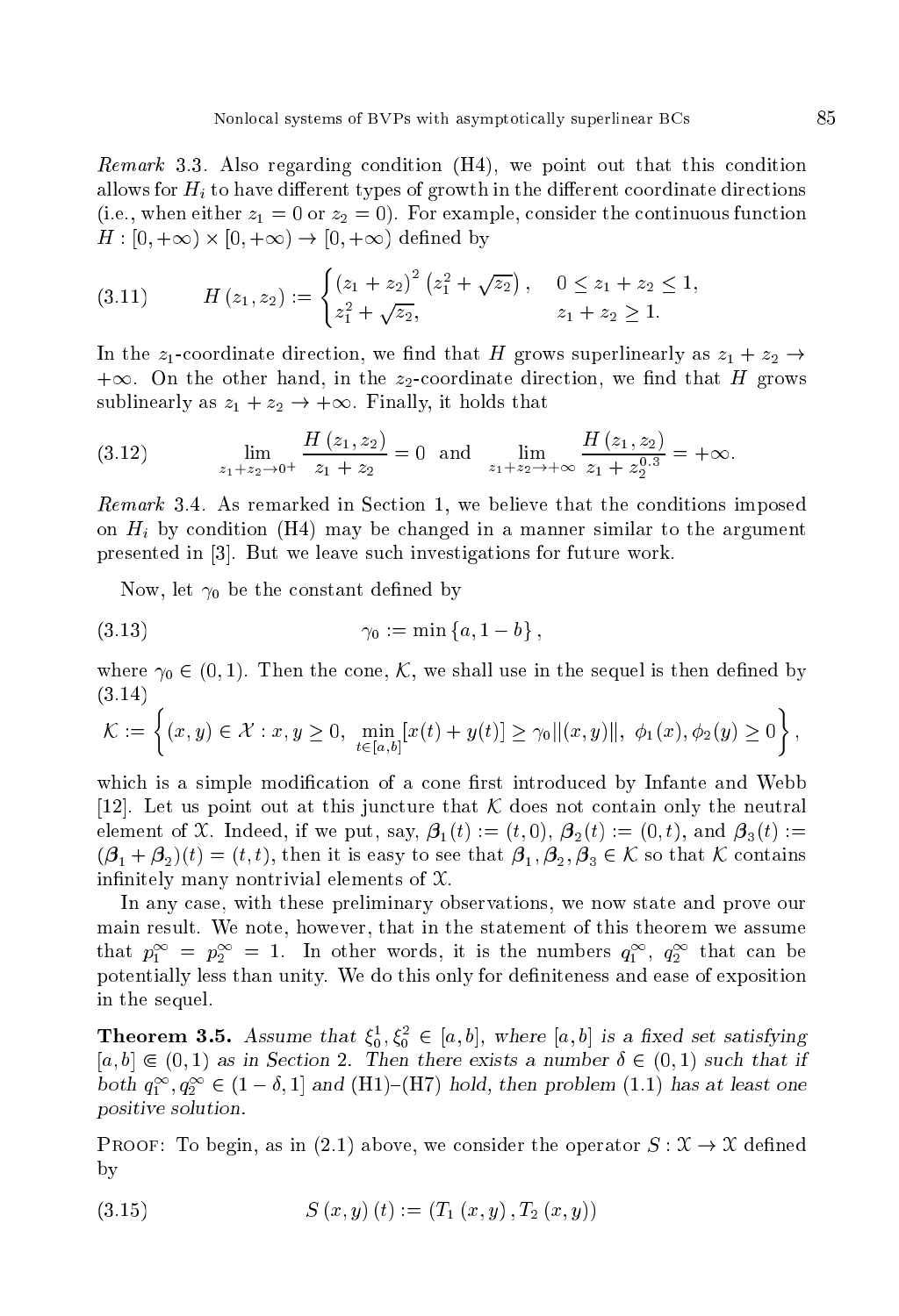*Remark* 3.3. Also regarding condition (H4), we point out that this condition allows for $H_i$ to have different types of growth in the different coordinate directions (i.e., when either $z_1 = 0$ or $z_2 = 0$). For example, consider the continuous function $H : [0, +\infty) \times [0, +\infty) \to [0, +\infty)$ defined by

$$H(z_1, z_2) := \begin{cases} (z_1 + z_2)^2 \left(z_1^2 + \sqrt{z_2}\right), & 0 \le z_1 + z_2 \le 1, \\ z_1^2 + \sqrt{z_2}, & z_1 + z_2 \ge 1. \end{cases} \tag{3.11}$$

In the $z_1$-coordinate direction, we find that $H$ grows superlinearly as $z_1 + z_2 \to +\infty$. On the other hand, in the $z_2$-coordinate direction, we find that $H$ grows sublinearly as $z_1 + z_2 \to +\infty$. Finally, it holds that

$$\lim_{z_1+z_2\to 0^+} \frac{H(z_1, z_2)}{z_1 + z_2} = 0 \quad \text{and} \quad \lim_{z_1+z_2\to +\infty} \frac{H(z_1, z_2)}{z_1 + z_2^{0.3}} = +\infty. \tag{3.12}$$

*Remark* 3.4. As remarked in Section 1, we believe that the conditions imposed on $H_i$ by condition (H4) may be changed in a manner similar to the argument presented in [3]. But we leave such investigations for future work.

Now, let $\gamma_0$ be the constant defined by

$$\gamma_0 := \min\{a, 1 - b\}, \tag{3.13}$$

where $\gamma_0 \in (0, 1)$. Then the cone, $\mathcal{K}$, we shall use in the sequel is then defined by (3.14)

$$\mathcal{K} := \left\{(x, y) \in \mathcal{X} : x, y \ge 0,\ \min_{t\in[a,b]}[x(t) + y(t)] \ge \gamma_0\|(x, y)\|,\ \phi_1(x), \phi_2(y) \ge 0\right\},$$

which is a simple modification of a cone first introduced by Infante and Webb [12]. Let us point out at this juncture that $\mathcal{K}$ does not contain only the neutral element of $\mathcal{X}$. Indeed, if we put, say, $\boldsymbol{\beta}_1(t) := (t, 0)$, $\boldsymbol{\beta}_2(t) := (0, t)$, and $\boldsymbol{\beta}_3(t) := (\boldsymbol{\beta}_1 + \boldsymbol{\beta}_2)(t) = (t, t)$, then it is easy to see that $\boldsymbol{\beta}_1, \boldsymbol{\beta}_2, \boldsymbol{\beta}_3 \in \mathcal{K}$ so that $\mathcal{K}$ contains infinitely many nontrivial elements of $\mathcal{X}$.

In any case, with these preliminary observations, we now state and prove our main result. We note, however, that in the statement of this theorem we assume that $p_1^\infty = p_2^\infty = 1$. In other words, it is the numbers $q_1^\infty$, $q_2^\infty$ that can be potentially less than unity. We do this only for definiteness and ease of exposition in the sequel.

**Theorem 3.5.** *Assume that $\xi_0^1, \xi_0^2 \in [a, b]$, where $[a, b]$ is a fixed set satisfying $[a, b] \Subset (0, 1)$ as in Section 2. Then there exists a number $\delta \in (0, 1)$ such that if both $q_1^\infty, q_2^\infty \in (1 - \delta, 1]$ and (H1)–(H7) hold, then problem (1.1) has at least one positive solution.*

Proof: To begin, as in (2.1) above, we consider the operator $S : \mathcal{X} \to \mathcal{X}$ defined by

$$S(x, y)(t) := (T_1(x, y), T_2(x, y)) \tag{3.15}$$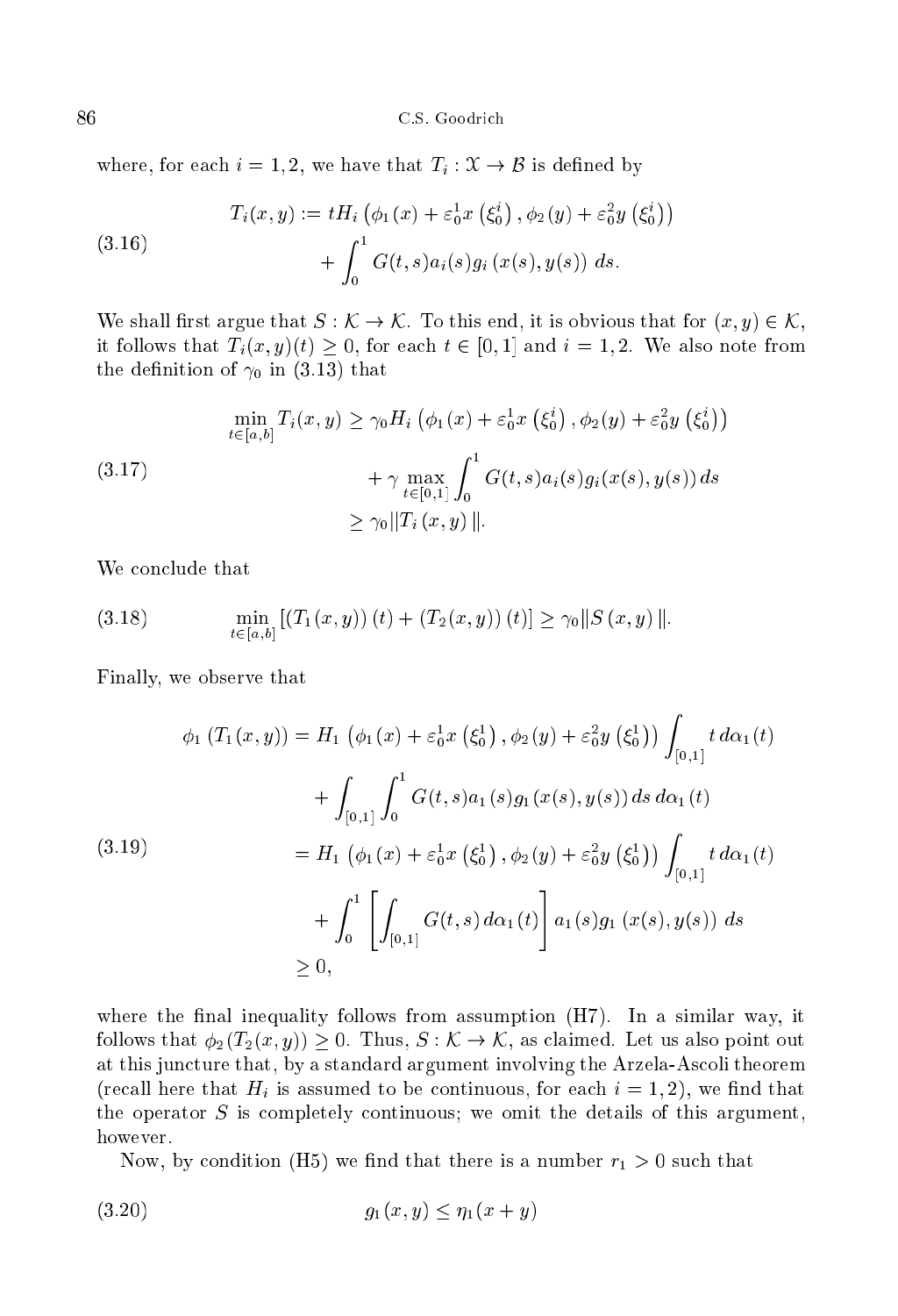where, for each $i = 1, 2$, we have that $T_i : \mathcal{X} \to \mathcal{B}$ is defined by

$$
\begin{aligned}
T_i(x, y) := {} & tH_i\left(\phi_1(x) + \varepsilon_0^1 x\left(\xi_0^i\right), \phi_2(y) + \varepsilon_0^2 y\left(\xi_0^i\right)\right) \\
& + \int_0^1 G(t, s) a_i(s) g_i\left(x(s), y(s)\right)\, ds.
\end{aligned}
\tag{3.16}
$$

We shall first argue that $S : \mathcal{K} \to \mathcal{K}$. To this end, it is obvious that for $(x, y) \in \mathcal{K}$, it follows that $T_i(x, y)(t) \geq 0$, for each $t \in [0, 1]$ and $i = 1, 2$. We also note from the definition of $\gamma_0$ in (3.13) that

$$
\begin{aligned}
\min_{t \in [a,b]} T_i(x, y) &\geq \gamma_0 H_i\left(\phi_1(x) + \varepsilon_0^1 x\left(\xi_0^i\right), \phi_2(y) + \varepsilon_0^2 y\left(\xi_0^i\right)\right) \\
&\quad + \gamma \max_{t \in [0,1]} \int_0^1 G(t, s) a_i(s) g_i(x(s), y(s))\, ds \\
&\geq \gamma_0 \|T_i\left(x, y\right)\|.
\end{aligned}
\tag{3.17}
$$

We conclude that

$$
\min_{t \in [a,b]} \left[\left(T_1(x, y)\right)(t) + \left(T_2(x, y)\right)(t)\right] \geq \gamma_0 \|S\left(x, y\right)\|.
\tag{3.18}
$$

Finally, we observe that

$$
\begin{aligned}
\phi_1\left(T_1(x, y)\right) &= H_1\left(\phi_1(x) + \varepsilon_0^1 x\left(\xi_0^1\right), \phi_2(y) + \varepsilon_0^2 y\left(\xi_0^1\right)\right) \int_{[0,1]} t\, d\alpha_1(t) \\
&\quad + \int_{[0,1]} \int_0^1 G(t, s) a_1(s) g_1(x(s), y(s))\, ds\, d\alpha_1(t) \\
&= H_1\left(\phi_1(x) + \varepsilon_0^1 x\left(\xi_0^1\right), \phi_2(y) + \varepsilon_0^2 y\left(\xi_0^1\right)\right) \int_{[0,1]} t\, d\alpha_1(t) \\
&\quad + \int_0^1 \left[\int_{[0,1]} G(t, s)\, d\alpha_1(t)\right] a_1(s) g_1\left(x(s), y(s)\right)\, ds \\
&\geq 0,
\end{aligned}
\tag{3.19}
$$

where the final inequality follows from assumption (H7). In a similar way, it follows that $\phi_2(T_2(x, y)) \geq 0$. Thus, $S : \mathcal{K} \to \mathcal{K}$, as claimed. Let us also point out at this juncture that, by a standard argument involving the Arzela-Ascoli theorem (recall here that $H_i$ is assumed to be continuous, for each $i = 1, 2$), we find that the operator $S$ is completely continuous; we omit the details of this argument, however.

Now, by condition (H5) we find that there is a number $r_1 > 0$ such that

$$
g_1(x, y) \leq \eta_1(x + y)
\tag{3.20}
$$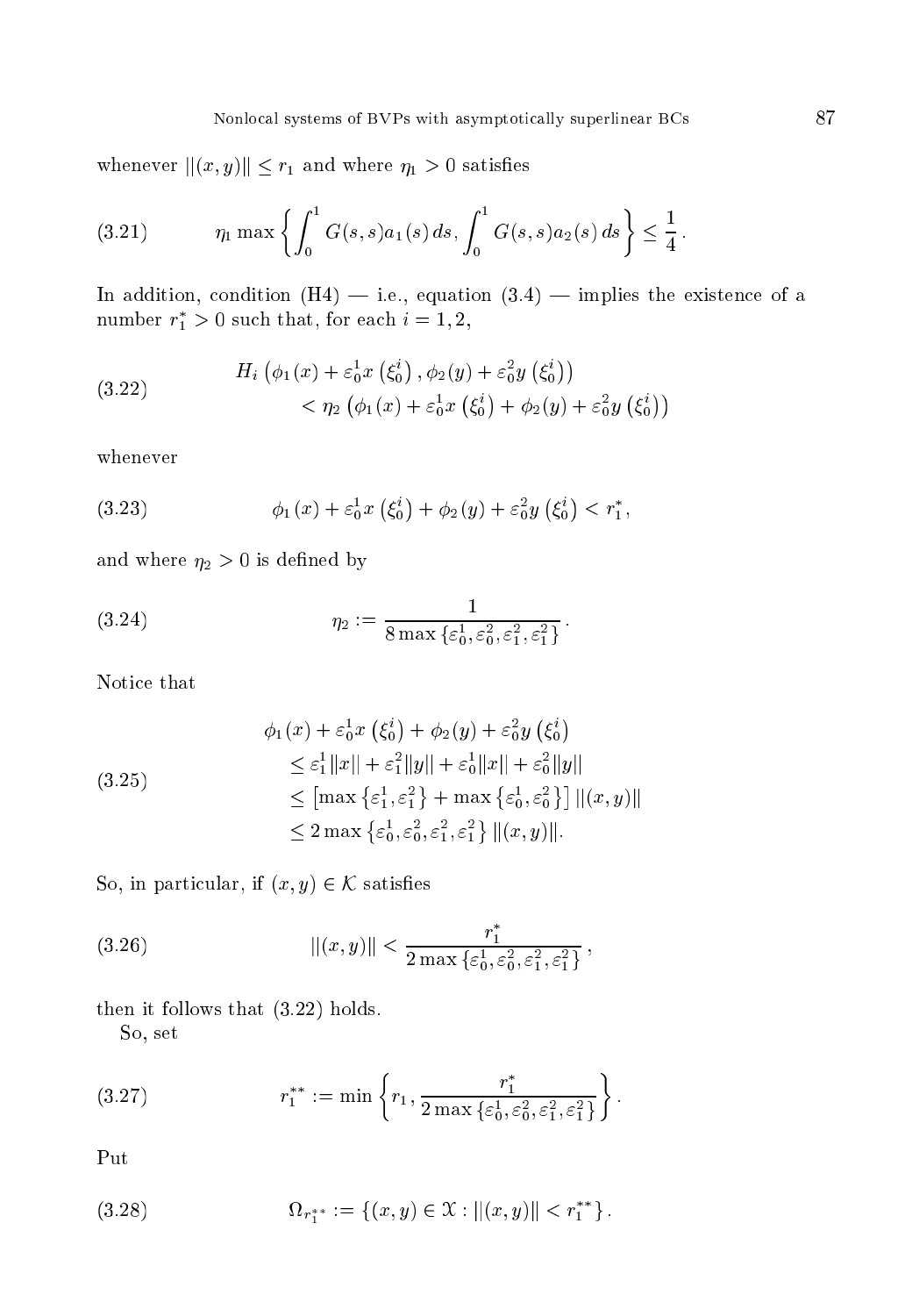whenever $\|(x,y)\| \leq r_1$ and where $\eta_1 > 0$ satisfies

$$\eta_1 \max\left\{\int_0^1 G(s,s)a_1(s)\,ds, \int_0^1 G(s,s)a_2(s)\,ds\right\} \leq \frac{1}{4}. \tag{3.21}$$

In addition, condition (H4) — i.e., equation (3.4) — implies the existence of a number $r_1^* > 0$ such that, for each $i = 1, 2$,

$$\begin{aligned} H_i\left(\phi_1(x) + \varepsilon_0^1 x\left(\xi_0^i\right), \phi_2(y) + \varepsilon_0^2 y\left(\xi_0^i\right)\right) \\ < \eta_2\left(\phi_1(x) + \varepsilon_0^1 x\left(\xi_0^i\right) + \phi_2(y) + \varepsilon_0^2 y\left(\xi_0^i\right)\right) \end{aligned} \tag{3.22}$$

whenever

$$\phi_1(x) + \varepsilon_0^1 x\left(\xi_0^i\right) + \phi_2(y) + \varepsilon_0^2 y\left(\xi_0^i\right) < r_1^*, \tag{3.23}$$

and where $\eta_2 > 0$ is defined by

$$\eta_2 := \frac{1}{8\max\left\{\varepsilon_0^1, \varepsilon_0^2, \varepsilon_1^2, \varepsilon_1^2\right\}}. \tag{3.24}$$

Notice that

$$\begin{aligned} &\phi_1(x) + \varepsilon_0^1 x\left(\xi_0^i\right) + \phi_2(y) + \varepsilon_0^2 y\left(\xi_0^i\right) \\ &\quad \leq \varepsilon_1^1\|x\| + \varepsilon_1^2\|y\| + \varepsilon_0^1\|x\| + \varepsilon_0^2\|y\| \\ &\quad \leq \left[\max\left\{\varepsilon_1^1, \varepsilon_1^2\right\} + \max\left\{\varepsilon_0^1, \varepsilon_0^2\right\}\right]\|(x,y)\| \\ &\quad \leq 2\max\left\{\varepsilon_0^1, \varepsilon_0^2, \varepsilon_1^2, \varepsilon_1^2\right\}\|(x,y)\|. \end{aligned} \tag{3.25}$$

So, in particular, if $(x,y) \in \mathcal{K}$ satisfies

$$\|(x,y)\| < \frac{r_1^*}{2\max\left\{\varepsilon_0^1, \varepsilon_0^2, \varepsilon_1^2, \varepsilon_1^2\right\}}, \tag{3.26}$$

then it follows that (3.22) holds.

So, set

$$r_1^{**} := \min\left\{r_1, \frac{r_1^*}{2\max\left\{\varepsilon_0^1, \varepsilon_0^2, \varepsilon_1^2, \varepsilon_1^2\right\}}\right\}. \tag{3.27}$$

Put

$$\Omega_{r_1^{**}} := \left\{(x,y) \in \mathfrak{X} : \|(x,y)\| < r_1^{**}\right\}. \tag{3.28}$$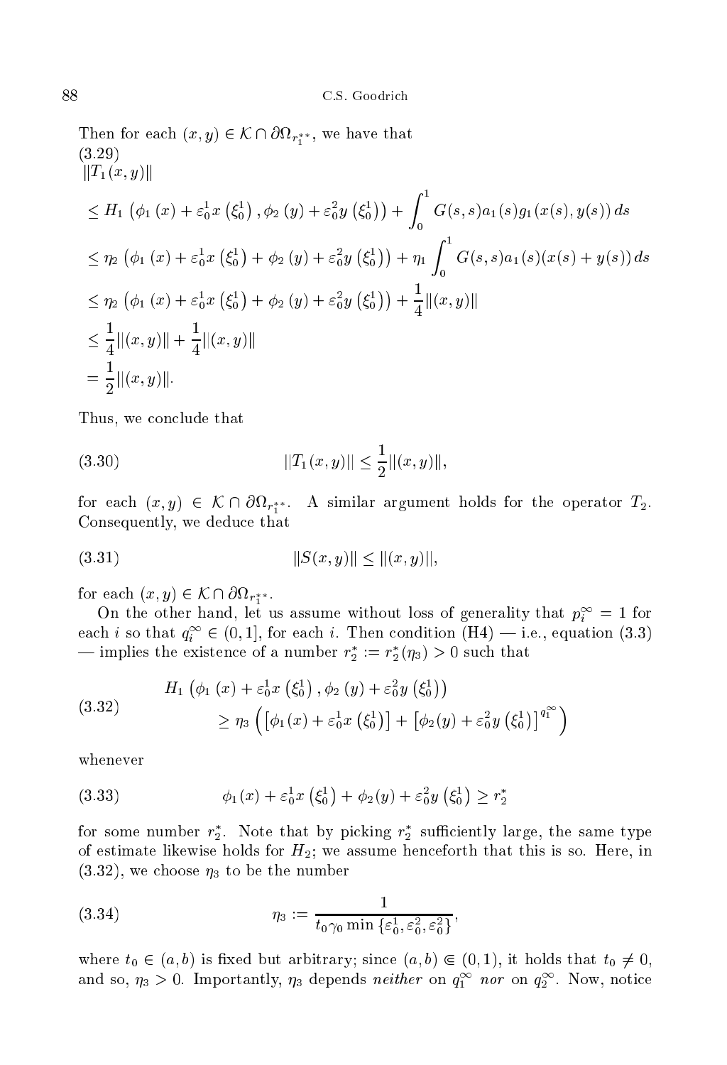Then for each $(x, y) \in \mathcal{K} \cap \partial\Omega_{r_1^{**}}$, we have that

(3.29)

$$
\begin{aligned}
&\|T_1(x,y)\| \\
&\leq H_1\left(\phi_1(x) + \varepsilon_0^1 x\left(\xi_0^1\right), \phi_2(y) + \varepsilon_0^2 y\left(\xi_0^1\right)\right) + \int_0^1 G(s,s) a_1(s) g_1(x(s), y(s))\, ds \\
&\leq \eta_2\left(\phi_1(x) + \varepsilon_0^1 x\left(\xi_0^1\right) + \phi_2(y) + \varepsilon_0^2 y\left(\xi_0^1\right)\right) + \eta_1 \int_0^1 G(s,s) a_1(s)(x(s) + y(s))\, ds \\
&\leq \eta_2\left(\phi_1(x) + \varepsilon_0^1 x\left(\xi_0^1\right) + \phi_2(y) + \varepsilon_0^2 y\left(\xi_0^1\right)\right) + \frac{1}{4}\|(x,y)\| \\
&\leq \frac{1}{4}\|(x,y)\| + \frac{1}{4}\|(x,y)\| \\
&= \frac{1}{2}\|(x,y)\|.
\end{aligned}
$$

Thus, we conclude that

$$
\|T_1(x,y)\| \leq \frac{1}{2}\|(x,y)\|, \tag{3.30}
$$

for each $(x, y) \in \mathcal{K} \cap \partial\Omega_{r_1^{**}}$. A similar argument holds for the operator $T_2$. Consequently, we deduce that

$$
\|S(x,y)\| \leq \|(x,y)\|, \tag{3.31}
$$

for each $(x, y) \in \mathcal{K} \cap \partial\Omega_{r_1^{**}}$.

On the other hand, let us assume without loss of generality that $p_i^\infty = 1$ for each $i$ so that $q_i^\infty \in (0, 1]$, for each $i$. Then condition (H4) — i.e., equation (3.3) — implies the existence of a number $r_2^* := r_2^*(\eta_3) > 0$ such that

$$
\begin{aligned}
&H_1\left(\phi_1(x) + \varepsilon_0^1 x\left(\xi_0^1\right), \phi_2(y) + \varepsilon_0^2 y\left(\xi_0^1\right)\right) \\
&\qquad \geq \eta_3\left(\left[\phi_1(x) + \varepsilon_0^1 x\left(\xi_0^1\right)\right] + \left[\phi_2(y) + \varepsilon_0^2 y\left(\xi_0^1\right)\right]^{q_1^\infty}\right)
\end{aligned} \tag{3.32}
$$

whenever

$$
\phi_1(x) + \varepsilon_0^1 x\left(\xi_0^1\right) + \phi_2(y) + \varepsilon_0^2 y\left(\xi_0^1\right) \geq r_2^* \tag{3.33}
$$

for some number $r_2^*$. Note that by picking $r_2^*$ sufficiently large, the same type of estimate likewise holds for $H_2$; we assume henceforth that this is so. Here, in (3.32), we choose $\eta_3$ to be the number

$$
\eta_3 := \frac{1}{t_0 \gamma_0 \min\left\{\varepsilon_0^1, \varepsilon_0^2, \varepsilon_0^2\right\}}, \tag{3.34}
$$

where $t_0 \in (a, b)$ is fixed but arbitrary; since $(a, b) \Subset (0, 1)$, it holds that $t_0 \neq 0$, and so, $\eta_3 > 0$. Importantly, $\eta_3$ depends *neither* on $q_1^\infty$ *nor* on $q_2^\infty$. Now, notice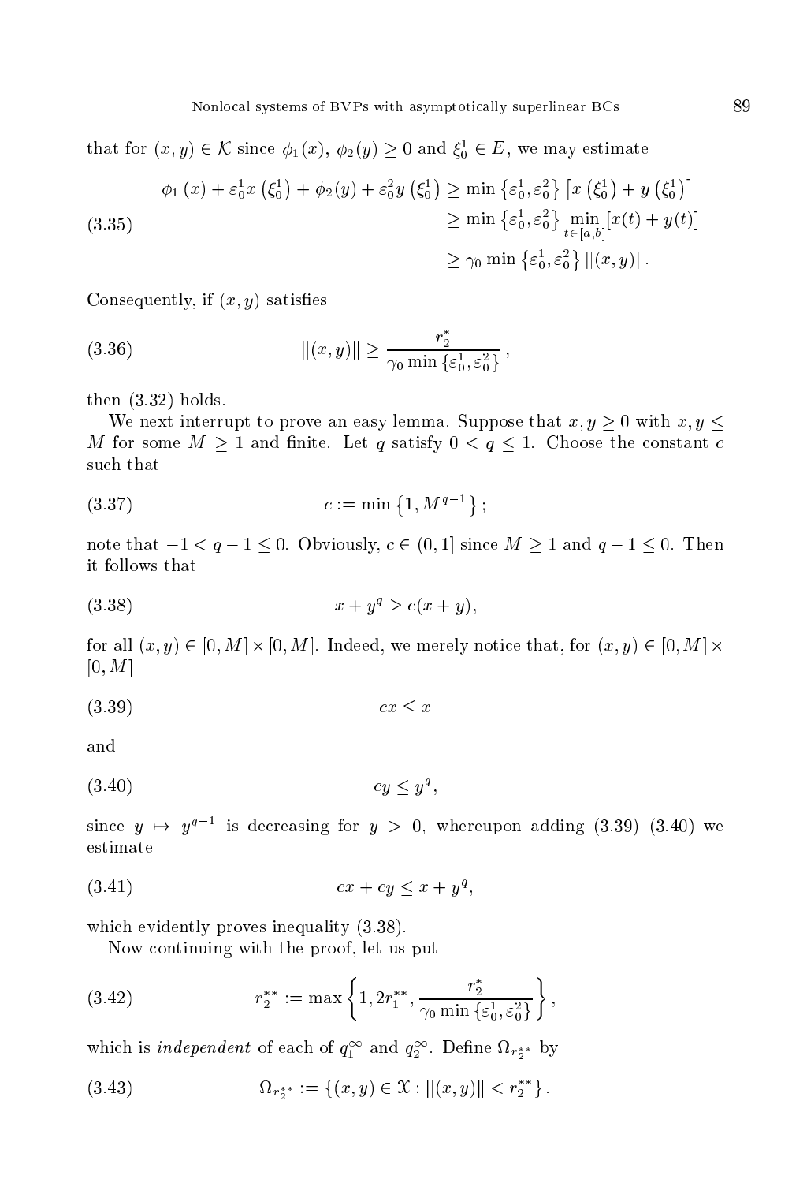that for $(x, y) \in \mathcal{K}$ since $\phi_1(x),\ \phi_2(y) \geq 0$ and $\xi_0^1 \in E$, we may estimate

$$
\begin{aligned}
\phi_1(x) + \varepsilon_0^1 x\left(\xi_0^1\right) + \phi_2(y) + \varepsilon_0^2 y\left(\xi_0^1\right) &\geq \min\left\{\varepsilon_0^1, \varepsilon_0^2\right\}\left[x\left(\xi_0^1\right) + y\left(\xi_0^1\right)\right] \\
&\geq \min\left\{\varepsilon_0^1, \varepsilon_0^2\right\} \min_{t\in[a,b]}[x(t) + y(t)] \\
&\geq \gamma_0 \min\left\{\varepsilon_0^1, \varepsilon_0^2\right\} \|(x, y)\|.
\end{aligned} \tag{3.35}
$$

Consequently, if $(x, y)$ satisfies

$$
\|(x, y)\| \geq \frac{r_2^*}{\gamma_0 \min\left\{\varepsilon_0^1, \varepsilon_0^2\right\}}, \tag{3.36}
$$

then (3.32) holds.

We next interrupt to prove an easy lemma. Suppose that $x, y \geq 0$ with $x, y \leq M$ for some $M \geq 1$ and finite. Let $q$ satisfy $0 < q \leq 1$. Choose the constant $c$ such that

$$
c := \min\left\{1, M^{q-1}\right\}; \tag{3.37}
$$

note that $-1 < q - 1 \leq 0$. Obviously, $c \in (0, 1]$ since $M \geq 1$ and $q - 1 \leq 0$. Then it follows that

$$
x + y^q \geq c(x + y), \tag{3.38}
$$

for all $(x, y) \in [0, M] \times [0, M]$. Indeed, we merely notice that, for $(x, y) \in [0, M] \times [0, M]$

$$
cx \leq x \tag{3.39}
$$

and

$$
cy \leq y^q, \tag{3.40}
$$

since $y \mapsto y^{q-1}$ is decreasing for $y > 0$, whereupon adding (3.39)–(3.40) we estimate

$$
cx + cy \leq x + y^q, \tag{3.41}
$$

which evidently proves inequality (3.38).

Now continuing with the proof, let us put

$$
r_2^{**} := \max\left\{1, 2r_1^{**}, \frac{r_2^*}{\gamma_0 \min\left\{\varepsilon_0^1, \varepsilon_0^2\right\}}\right\}, \tag{3.42}
$$

which is *independent* of each of $q_1^\infty$ and $q_2^\infty$. Define $\Omega_{r_2^{**}}$ by

$$
\Omega_{r_2^{**}} := \left\{(x, y) \in \mathcal{X} : \|(x, y)\| < r_2^{**}\right\}. \tag{3.43}
$$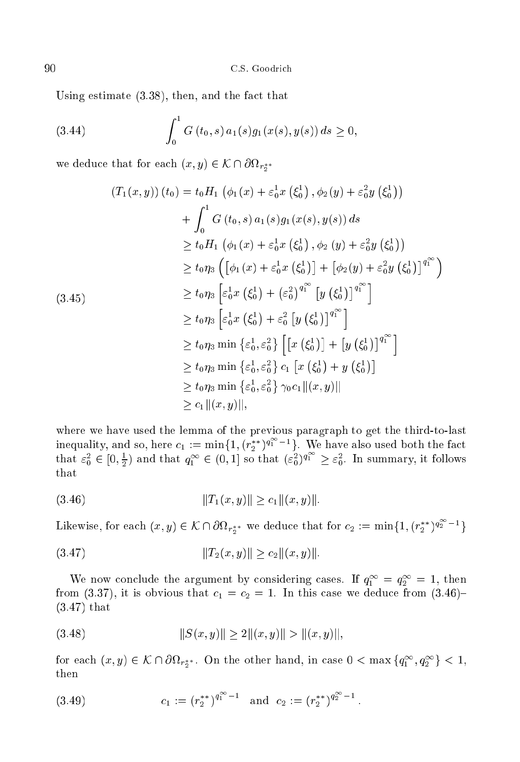Using estimate (3.38), then, and the fact that

$$\int_0^1 G(t_0, s)\, a_1(s) g_1(x(s), y(s))\, ds \geq 0, \tag{3.44}$$

we deduce that for each $(x, y) \in \mathcal{K} \cap \partial\Omega_{r_2^{**}}$

$$\begin{aligned}
(T_1(x,y))(t_0) &= t_0 H_1\left(\phi_1(x) + \varepsilon_0^1 x\left(\xi_0^1\right), \phi_2(y) + \varepsilon_0^2 y\left(\xi_0^1\right)\right) \\
&\quad + \int_0^1 G(t_0, s)\, a_1(s) g_1(x(s), y(s))\, ds \\
&\geq t_0 H_1\left(\phi_1(x) + \varepsilon_0^1 x\left(\xi_0^1\right), \phi_2(y) + \varepsilon_0^2 y\left(\xi_0^1\right)\right) \\
&\geq t_0 \eta_3 \left(\left[\phi_1(x) + \varepsilon_0^1 x\left(\xi_0^1\right)\right] + \left[\phi_2(y) + \varepsilon_0^2 y\left(\xi_0^1\right)\right]^{q_1^\infty}\right) \\
&\geq t_0 \eta_3 \left[\varepsilon_0^1 x\left(\xi_0^1\right) + \left(\varepsilon_0^2\right)^{q_1^\infty}\left[y\left(\xi_0^1\right)\right]^{q_1^\infty}\right] \\
&\geq t_0 \eta_3 \left[\varepsilon_0^1 x\left(\xi_0^1\right) + \varepsilon_0^2 \left[y\left(\xi_0^1\right)\right]^{q_1^\infty}\right] \\
&\geq t_0 \eta_3 \min\left\{\varepsilon_0^1, \varepsilon_0^2\right\}\left[\left[x\left(\xi_0^1\right)\right] + \left[y\left(\xi_0^1\right)\right]^{q_1^\infty}\right] \\
&\geq t_0 \eta_3 \min\left\{\varepsilon_0^1, \varepsilon_0^2\right\} c_1 \left[x\left(\xi_0^1\right) + y\left(\xi_0^1\right)\right] \\
&\geq t_0 \eta_3 \min\left\{\varepsilon_0^1, \varepsilon_0^2\right\} \gamma_0 c_1 \|(x,y)\| \\
&\geq c_1 \|(x,y)\|,
\end{aligned} \tag{3.45}$$

where we have used the lemma of the previous paragraph to get the third-to-last inequality, and so, here $c_1 := \min\{1, (r_2^{**})^{q_1^\infty - 1}\}$. We have also used both the fact that $\varepsilon_0^2 \in [0, \frac{1}{2})$ and that $q_1^\infty \in (0, 1]$ so that $(\varepsilon_0^2)^{q_1^\infty} \geq \varepsilon_0^2$. In summary, it follows that

$$\|T_1(x,y)\| \geq c_1 \|(x,y)\|. \tag{3.46}$$

Likewise, for each $(x, y) \in \mathcal{K} \cap \partial\Omega_{r_2^{**}}$ we deduce that for $c_2 := \min\{1, (r_2^{**})^{q_2^\infty - 1}\}$

$$\|T_2(x,y)\| \geq c_2 \|(x,y)\|. \tag{3.47}$$

We now conclude the argument by considering cases. If $q_1^\infty = q_2^\infty = 1$, then from (3.37), it is obvious that $c_1 = c_2 = 1$. In this case we deduce from (3.46)–(3.47) that

$$\|S(x,y)\| \geq 2\|(x,y)\| > \|(x,y)\|, \tag{3.48}$$

for each $(x, y) \in \mathcal{K} \cap \partial\Omega_{r_2^{**}}$. On the other hand, in case $0 < \max\{q_1^\infty, q_2^\infty\} < 1$, then

$$c_1 := \left(r_2^{**}\right)^{q_1^\infty - 1} \quad \text{and} \quad c_2 := \left(r_2^{**}\right)^{q_2^\infty - 1}. \tag{3.49}$$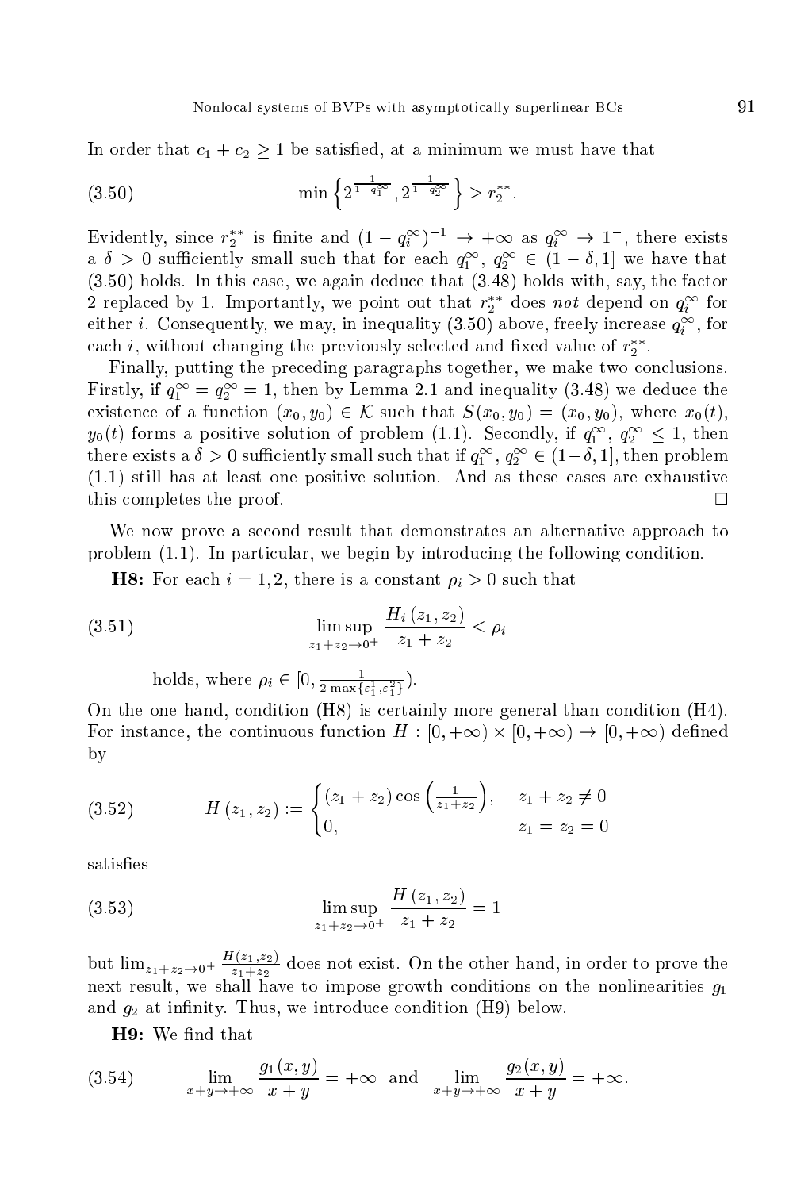In order that $c_1 + c_2 \geq 1$ be satisfied, at a minimum we must have that

$$\min\left\{2^{\frac{1}{1-q_1^\infty}}, 2^{\frac{1}{1-q_2^\infty}}\right\} \geq r_2^{**}. \tag{3.50}$$

Evidently, since $r_2^{**}$ is finite and $(1-q_i^\infty)^{-1} \to +\infty$ as $q_i^\infty \to 1^-$, there exists a $\delta > 0$ sufficiently small such that for each $q_1^\infty$, $q_2^\infty \in (1-\delta, 1]$ we have that (3.50) holds. In this case, we again deduce that (3.48) holds with, say, the factor 2 replaced by 1. Importantly, we point out that $r_2^{**}$ does *not* depend on $q_i^\infty$ for either $i$. Consequently, we may, in inequality (3.50) above, freely increase $q_i^\infty$, for each $i$, without changing the previously selected and fixed value of $r_2^{**}$.

Finally, putting the preceding paragraphs together, we make two conclusions. Firstly, if $q_1^\infty = q_2^\infty = 1$, then by Lemma 2.1 and inequality (3.48) we deduce the existence of a function $(x_0, y_0) \in \mathcal{K}$ such that $S(x_0, y_0) = (x_0, y_0)$, where $x_0(t)$, $y_0(t)$ forms a positive solution of problem (1.1). Secondly, if $q_1^\infty$, $q_2^\infty \leq 1$, then there exists a $\delta > 0$ sufficiently small such that if $q_1^\infty$, $q_2^\infty \in (1-\delta, 1]$, then problem (1.1) still has at least one positive solution. And as these cases are exhaustive this completes the proof. $\square$

We now prove a second result that demonstrates an alternative approach to problem (1.1). In particular, we begin by introducing the following condition.

**H8:** For each $i = 1, 2$, there is a constant $\rho_i > 0$ such that

$$\limsup_{z_1+z_2 \to 0^+} \frac{H_i(z_1, z_2)}{z_1 + z_2} < \rho_i \tag{3.51}$$

holds, where $\rho_i \in [0, \frac{1}{2\max\{\varepsilon_1^1, \varepsilon_1^2\}})$.

On the one hand, condition (H8) is certainly more general than condition (H4). For instance, the continuous function $H : [0, +\infty) \times [0, +\infty) \to [0, +\infty)$ defined by

$$H(z_1, z_2) := \begin{cases} (z_1 + z_2)\cos\left(\frac{1}{z_1+z_2}\right), & z_1 + z_2 \neq 0 \\ 0, & z_1 = z_2 = 0 \end{cases} \tag{3.52}$$

satisfies

$$\limsup_{z_1+z_2 \to 0^+} \frac{H(z_1, z_2)}{z_1 + z_2} = 1 \tag{3.53}$$

but $\lim_{z_1+z_2 \to 0^+} \frac{H(z_1,z_2)}{z_1+z_2}$ does not exist. On the other hand, in order to prove the next result, we shall have to impose growth conditions on the nonlinearities $g_1$ and $g_2$ at infinity. Thus, we introduce condition (H9) below.

**H9:** We find that

$$\lim_{x+y \to +\infty} \frac{g_1(x,y)}{x+y} = +\infty \quad \text{and} \quad \lim_{x+y \to +\infty} \frac{g_2(x,y)}{x+y} = +\infty. \tag{3.54}$$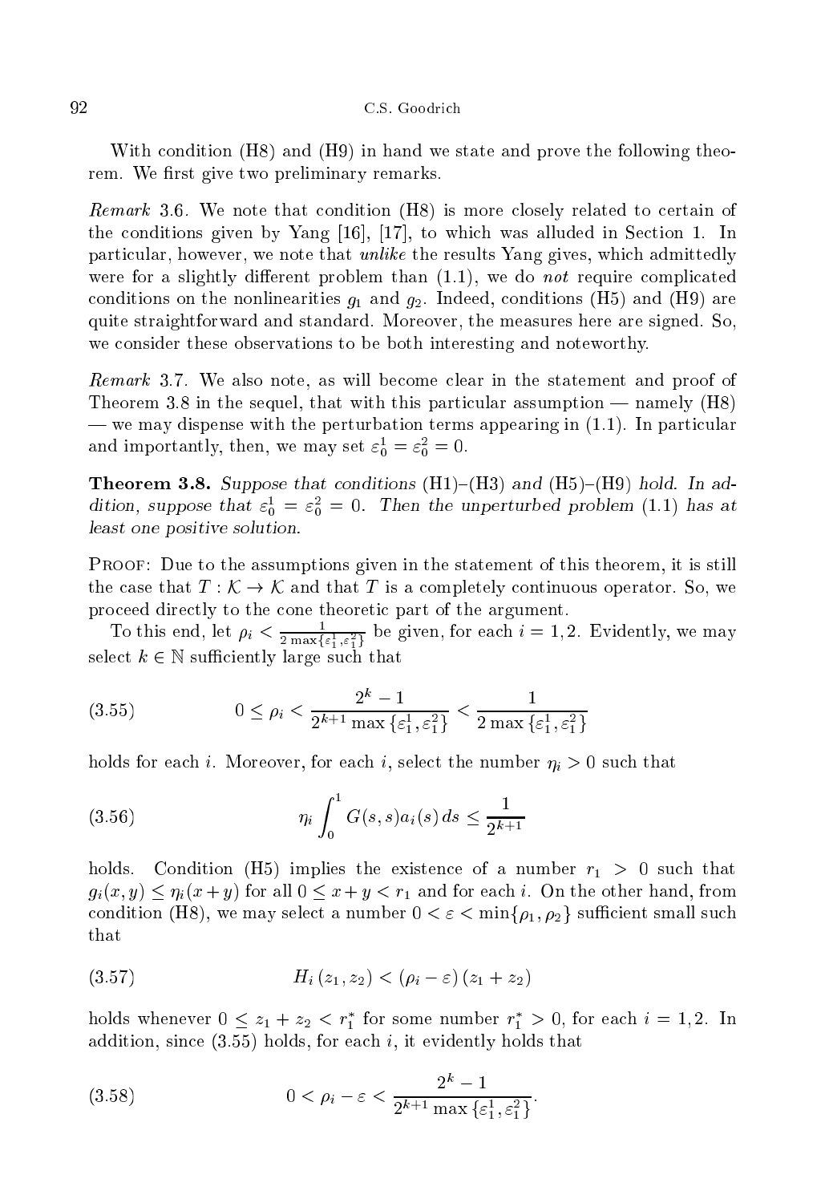With condition (H8) and (H9) in hand we state and prove the following theorem. We first give two preliminary remarks.

*Remark* 3.6. We note that condition (H8) is more closely related to certain of the conditions given by Yang [16], [17], to which was alluded in Section 1. In particular, however, we note that *unlike* the results Yang gives, which admittedly were for a slightly different problem than (1.1), we do *not* require complicated conditions on the nonlinearities $g_1$ and $g_2$. Indeed, conditions (H5) and (H9) are quite straightforward and standard. Moreover, the measures here are signed. So, we consider these observations to be both interesting and noteworthy.

*Remark* 3.7. We also note, as will become clear in the statement and proof of Theorem 3.8 in the sequel, that with this particular assumption — namely (H8) — we may dispense with the perturbation terms appearing in (1.1). In particular and importantly, then, we may set $\varepsilon_0^1 = \varepsilon_0^2 = 0$.

**Theorem 3.8.** *Suppose that conditions* (H1)–(H3) *and* (H5)–(H9) *hold. In addition, suppose that* $\varepsilon_0^1 = \varepsilon_0^2 = 0$. *Then the unperturbed problem* (1.1) *has at least one positive solution.*

Proof: Due to the assumptions given in the statement of this theorem, it is still the case that $T : \mathcal{K} \to \mathcal{K}$ and that $T$ is a completely continuous operator. So, we proceed directly to the cone theoretic part of the argument.

To this end, let $\rho_i < \frac{1}{2\max\{\varepsilon_1^1, \varepsilon_1^2\}}$ be given, for each $i = 1, 2$. Evidently, we may select $k \in \mathbb{N}$ sufficiently large such that

$$0 \leq \rho_i < \frac{2^k - 1}{2^{k+1}\max\{\varepsilon_1^1, \varepsilon_1^2\}} < \frac{1}{2\max\{\varepsilon_1^1, \varepsilon_1^2\}} \tag{3.55}$$

holds for each $i$. Moreover, for each $i$, select the number $\eta_i > 0$ such that

$$\eta_i \int_0^1 G(s,s)a_i(s)\, ds \leq \frac{1}{2^{k+1}} \tag{3.56}$$

holds. Condition (H5) implies the existence of a number $r_1 > 0$ such that $g_i(x, y) \leq \eta_i(x + y)$ for all $0 \leq x + y < r_1$ and for each $i$. On the other hand, from condition (H8), we may select a number $0 < \varepsilon < \min\{\rho_1, \rho_2\}$ sufficient small such that

$$H_i(z_1, z_2) < (\rho_i - \varepsilon)(z_1 + z_2) \tag{3.57}$$

holds whenever $0 \leq z_1 + z_2 < r_1^*$ for some number $r_1^* > 0$, for each $i = 1, 2$. In addition, since (3.55) holds, for each $i$, it evidently holds that

$$0 < \rho_i - \varepsilon < \frac{2^k - 1}{2^{k+1}\max\{\varepsilon_1^1, \varepsilon_1^2\}}. \tag{3.58}$$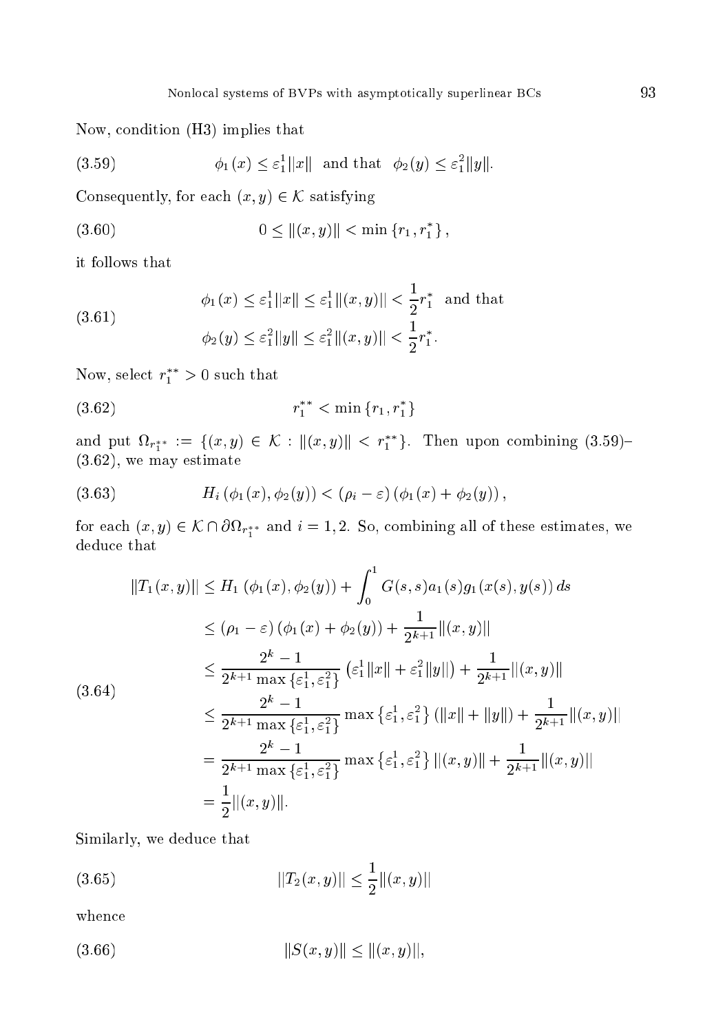Now, condition (H3) implies that

$$\phi_1(x) \leq \varepsilon_1^1 \|x\| \ \text{ and that } \ \phi_2(y) \leq \varepsilon_1^2 \|y\|. \tag{3.59}$$

Consequently, for each $(x, y) \in \mathcal{K}$ satisfying

$$0 \leq \|(x, y)\| < \min\{r_1, r_1^*\}, \tag{3.60}$$

it follows that

$$\begin{aligned} &\phi_1(x) \leq \varepsilon_1^1 \|x\| \leq \varepsilon_1^1 \|(x, y)\| < \frac{1}{2} r_1^* \ \text{ and that} \\ &\phi_2(y) \leq \varepsilon_1^2 \|y\| \leq \varepsilon_1^2 \|(x, y)\| < \frac{1}{2} r_1^*. \end{aligned} \tag{3.61}$$

Now, select $r_1^{**} > 0$ such that

$$r_1^{**} < \min\{r_1, r_1^*\} \tag{3.62}$$

and put $\Omega_{r_1^{**}} := \{(x, y) \in \mathcal{K} : \|(x, y)\| < r_1^{**}\}$. Then upon combining (3.59)–(3.62), we may estimate

$$H_i(\phi_1(x), \phi_2(y)) < (\rho_i - \varepsilon)(\phi_1(x) + \phi_2(y)), \tag{3.63}$$

for each $(x, y) \in \mathcal{K} \cap \partial\Omega_{r_1^{**}}$ and $i = 1, 2$. So, combining all of these estimates, we deduce that

$$\begin{aligned} \|T_1(x, y)\| &\leq H_1(\phi_1(x), \phi_2(y)) + \int_0^1 G(s, s) a_1(s) g_1(x(s), y(s))\, ds \\ &\leq (\rho_1 - \varepsilon)(\phi_1(x) + \phi_2(y)) + \frac{1}{2^{k+1}} \|(x, y)\| \\ &\leq \frac{2^k - 1}{2^{k+1} \max\{\varepsilon_1^1, \varepsilon_1^2\}} \left(\varepsilon_1^1 \|x\| + \varepsilon_1^2 \|y\|\right) + \frac{1}{2^{k+1}} \|(x, y)\| \\ &\leq \frac{2^k - 1}{2^{k+1} \max\{\varepsilon_1^1, \varepsilon_1^2\}} \max\{\varepsilon_1^1, \varepsilon_1^2\} (\|x\| + \|y\|) + \frac{1}{2^{k+1}} \|(x, y)\| \\ &= \frac{2^k - 1}{2^{k+1} \max\{\varepsilon_1^1, \varepsilon_1^2\}} \max\{\varepsilon_1^1, \varepsilon_1^2\} \|(x, y)\| + \frac{1}{2^{k+1}} \|(x, y)\| \\ &= \frac{1}{2} \|(x, y)\|. \end{aligned} \tag{3.64}$$

Similarly, we deduce that

$$\|T_2(x, y)\| \leq \frac{1}{2} \|(x, y)\| \tag{3.65}$$

whence

$$\|S(x, y)\| \leq \|(x, y)\|, \tag{3.66}$$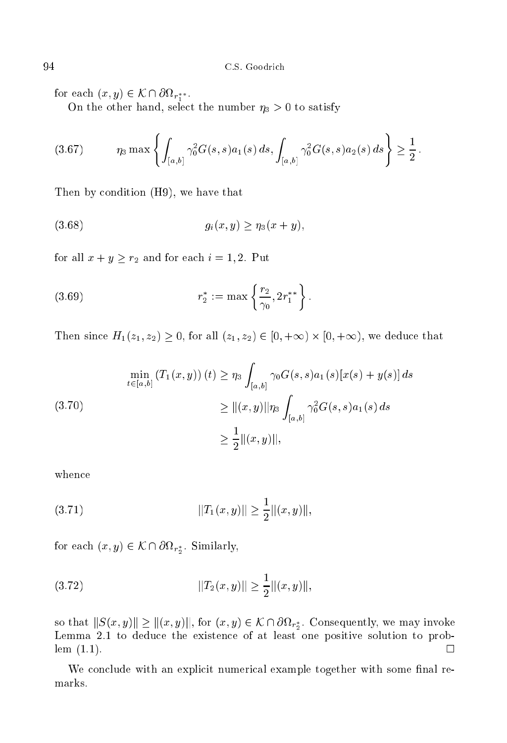for each $(x, y) \in \mathcal{K} \cap \partial\Omega_{r_1^{**}}$.

On the other hand, select the number $\eta_3 > 0$ to satisfy

$$\eta_3 \max\left\{\int_{[a,b]} \gamma_0^2 G(s,s) a_1(s)\, ds, \int_{[a,b]} \gamma_0^2 G(s,s) a_2(s)\, ds\right\} \geq \frac{1}{2}. \tag{3.67}$$

Then by condition (H9), we have that

$$g_i(x, y) \geq \eta_3(x + y), \tag{3.68}$$

for all $x + y \geq r_2$ and for each $i = 1, 2$. Put

$$r_2^* := \max\left\{\frac{r_2}{\gamma_0}, 2r_1^{**}\right\}. \tag{3.69}$$

Then since $H_1(z_1, z_2) \geq 0$, for all $(z_1, z_2) \in [0, +\infty) \times [0, +\infty)$, we deduce that

$$\begin{aligned}
\min_{t \in [a,b]} \left(T_1(x, y)\right)(t) &\geq \eta_3 \int_{[a,b]} \gamma_0 G(s,s) a_1(s)[x(s) + y(s)]\, ds \\
&\geq \|(x, y)\| \eta_3 \int_{[a,b]} \gamma_0^2 G(s,s) a_1(s)\, ds \\
&\geq \frac{1}{2}\|(x, y)\|,
\end{aligned} \tag{3.70}$$

whence

$$\|T_1(x, y)\| \geq \frac{1}{2}\|(x, y)\|, \tag{3.71}$$

for each $(x, y) \in \mathcal{K} \cap \partial\Omega_{r_2^*}$. Similarly,

$$\|T_2(x, y)\| \geq \frac{1}{2}\|(x, y)\|, \tag{3.72}$$

so that $\|S(x, y)\| \geq \|(x, y)\|$, for $(x, y) \in \mathcal{K} \cap \partial\Omega_{r_2^*}$. Consequently, we may invoke Lemma 2.1 to deduce the existence of at least one positive solution to problem (1.1). □

We conclude with an explicit numerical example together with some final remarks.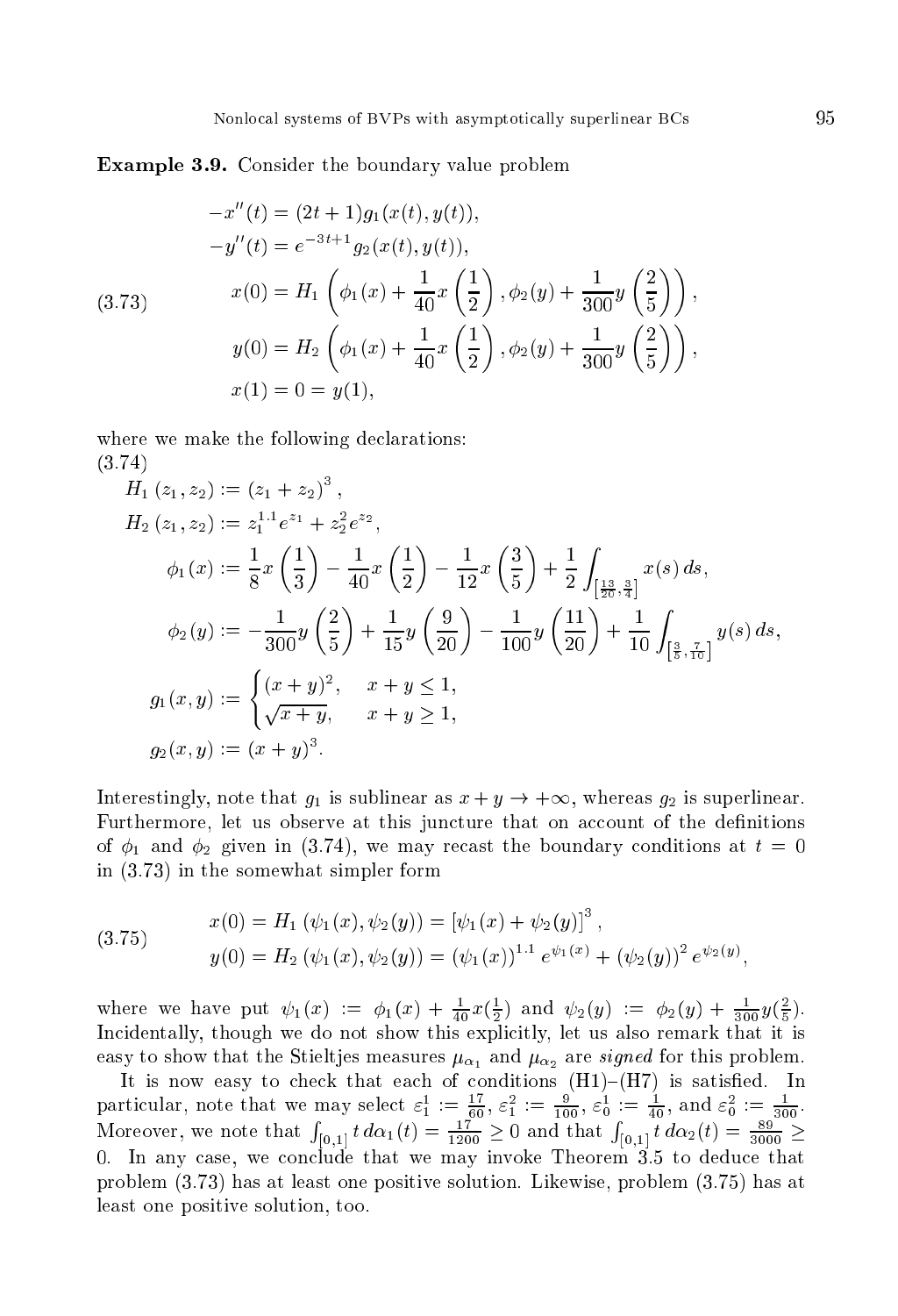**Example 3.9.** Consider the boundary value problem

$$
\begin{aligned}
-x''(t) &= (2t+1)g_1(x(t),y(t)),\\
-y''(t) &= e^{-3t+1}g_2(x(t),y(t)),\\
x(0) &= H_1\left(\phi_1(x) + \frac{1}{40}x\left(\frac{1}{2}\right), \phi_2(y) + \frac{1}{300}y\left(\frac{2}{5}\right)\right),\\
y(0) &= H_2\left(\phi_1(x) + \frac{1}{40}x\left(\frac{1}{2}\right), \phi_2(y) + \frac{1}{300}y\left(\frac{2}{5}\right)\right),\\
x(1) &= 0 = y(1),
\end{aligned}
\tag{3.73}
$$

where we make the following declarations:

$$
\begin{aligned}
H_1(z_1,z_2) &:= (z_1+z_2)^3,\\
H_2(z_1,z_2) &:= z_1^{1.1}e^{z_1} + z_2^2 e^{z_2},\\
\phi_1(x) &:= \frac{1}{8}x\left(\frac{1}{3}\right) - \frac{1}{40}x\left(\frac{1}{2}\right) - \frac{1}{12}x\left(\frac{3}{5}\right) + \frac{1}{2}\int_{\left[\frac{13}{20},\frac{3}{4}\right]} x(s)\,ds,\\
\phi_2(y) &:= -\frac{1}{300}y\left(\frac{2}{5}\right) + \frac{1}{15}y\left(\frac{9}{20}\right) - \frac{1}{100}y\left(\frac{11}{20}\right) + \frac{1}{10}\int_{\left[\frac{3}{5},\frac{7}{10}\right]} y(s)\,ds,\\
g_1(x,y) &:= \begin{cases} (x+y)^2, & x+y \le 1,\\ \sqrt{x+y}, & x+y \ge 1, \end{cases}\\
g_2(x,y) &:= (x+y)^3.
\end{aligned}
\tag{3.74}
$$

Interestingly, note that $g_1$ is sublinear as $x+y \to +\infty$, whereas $g_2$ is superlinear. Furthermore, let us observe at this juncture that on account of the definitions of $\phi_1$ and $\phi_2$ given in (3.74), we may recast the boundary conditions at $t=0$ in (3.73) in the somewhat simpler form

$$
\begin{aligned}
x(0) &= H_1(\psi_1(x),\psi_2(y)) = [\psi_1(x)+\psi_2(y)]^3,\\
y(0) &= H_2(\psi_1(x),\psi_2(y)) = (\psi_1(x))^{1.1}e^{\psi_1(x)} + (\psi_2(y))^2 e^{\psi_2(y)},
\end{aligned}
\tag{3.75}
$$

where we have put $\psi_1(x) := \phi_1(x) + \frac{1}{40}x(\frac{1}{2})$ and $\psi_2(y) := \phi_2(y) + \frac{1}{300}y(\frac{2}{5})$. Incidentally, though we do not show this explicitly, let us also remark that it is easy to show that the Stieltjes measures $\mu_{\alpha_1}$ and $\mu_{\alpha_2}$ are *signed* for this problem.

It is now easy to check that each of conditions (H1)–(H7) is satisfied. In particular, note that we may select $\varepsilon_1^1 := \frac{17}{60}$, $\varepsilon_1^2 := \frac{9}{100}$, $\varepsilon_0^1 := \frac{1}{40}$, and $\varepsilon_0^2 := \frac{1}{300}$. Moreover, we note that $\int_{[0,1]} t\,d\alpha_1(t) = \frac{17}{1200} \ge 0$ and that $\int_{[0,1]} t\,d\alpha_2(t) = \frac{89}{3000} \ge 0$. In any case, we conclude that we may invoke Theorem 3.5 to deduce that problem (3.73) has at least one positive solution. Likewise, problem (3.75) has at least one positive solution, too.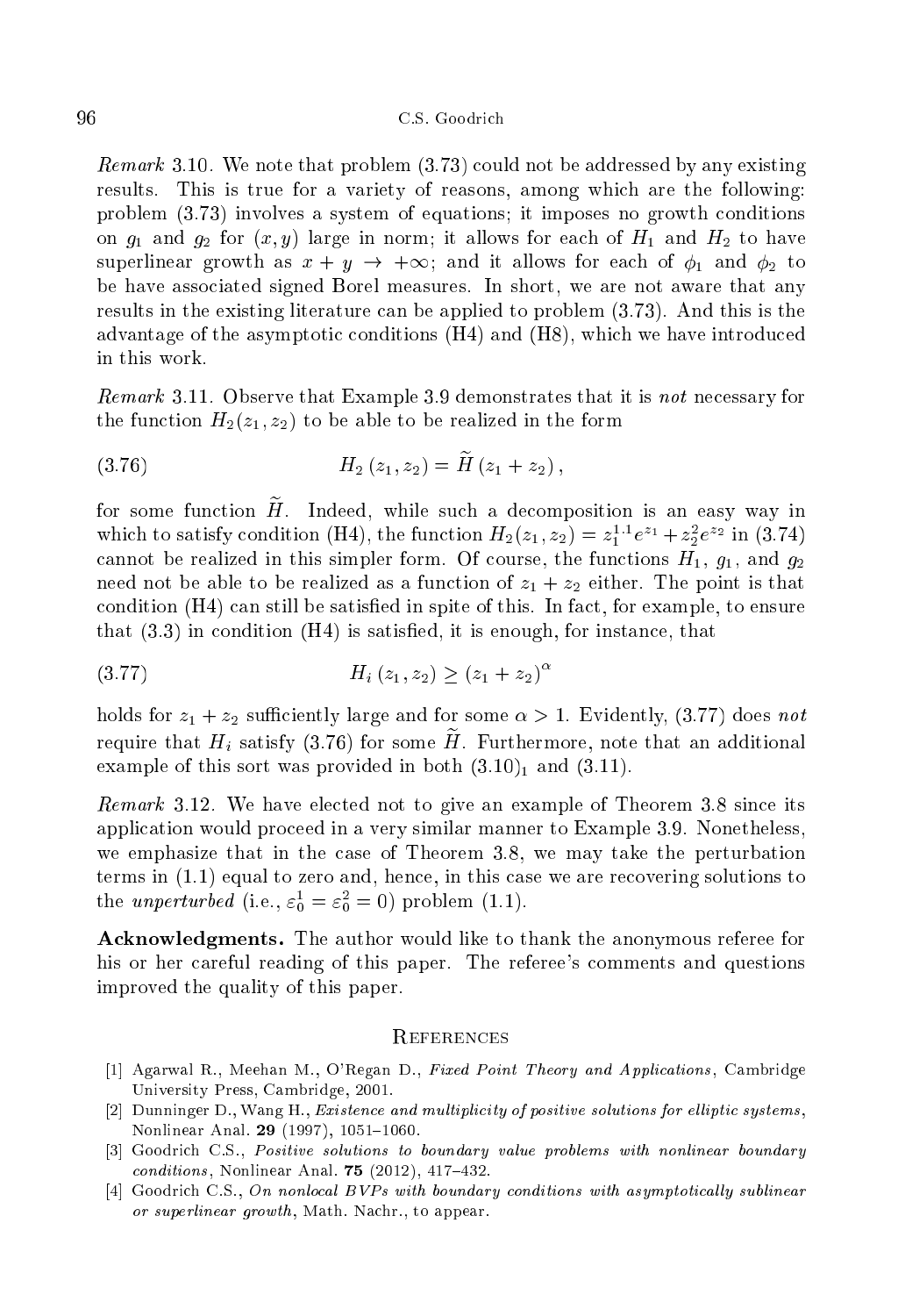*Remark* 3.10. We note that problem (3.73) could not be addressed by any existing results. This is true for a variety of reasons, among which are the following: problem (3.73) involves a system of equations; it imposes no growth conditions on $g_1$ and $g_2$ for $(x, y)$ large in norm; it allows for each of $H_1$ and $H_2$ to have superlinear growth as $x + y \to +\infty$; and it allows for each of $\phi_1$ and $\phi_2$ to be have associated signed Borel measures. In short, we are not aware that any results in the existing literature can be applied to problem (3.73). And this is the advantage of the asymptotic conditions (H4) and (H8), which we have introduced in this work.

*Remark* 3.11. Observe that Example 3.9 demonstrates that it is *not* necessary for the function $H_2(z_1, z_2)$ to be able to be realized in the form

$$H_2(z_1, z_2) = \widetilde{H}(z_1 + z_2), \tag{3.76}$$

for some function $\widetilde{H}$. Indeed, while such a decomposition is an easy way in which to satisfy condition (H4), the function $H_2(z_1, z_2) = z_1^{1.1}e^{z_1} + z_2^2 e^{z_2}$ in (3.74) cannot be realized in this simpler form. Of course, the functions $H_1$, $g_1$, and $g_2$ need not be able to be realized as a function of $z_1 + z_2$ either. The point is that condition (H4) can still be satisfied in spite of this. In fact, for example, to ensure that (3.3) in condition (H4) is satisfied, it is enough, for instance, that

$$H_i(z_1, z_2) \geq (z_1 + z_2)^{\alpha} \tag{3.77}$$

holds for $z_1 + z_2$ sufficiently large and for some $\alpha > 1$. Evidently, (3.77) does *not* require that $H_i$ satisfy (3.76) for some $\widetilde{H}$. Furthermore, note that an additional example of this sort was provided in both $(3.10)_1$ and (3.11).

*Remark* 3.12. We have elected not to give an example of Theorem 3.8 since its application would proceed in a very similar manner to Example 3.9. Nonetheless, we emphasize that in the case of Theorem 3.8, we may take the perturbation terms in (1.1) equal to zero and, hence, in this case we are recovering solutions to the *unperturbed* (i.e., $\varepsilon_0^1 = \varepsilon_0^2 = 0$) problem (1.1).

**Acknowledgments.** The author would like to thank the anonymous referee for his or her careful reading of this paper. The referee's comments and questions improved the quality of this paper.

## References

[1] Agarwal R., Meehan M., O'Regan D., *Fixed Point Theory and Applications*, Cambridge University Press, Cambridge, 2001.

[2] Dunninger D., Wang H., *Existence and multiplicity of positive solutions for elliptic systems*, Nonlinear Anal. **29** (1997), 1051–1060.

[3] Goodrich C.S., *Positive solutions to boundary value problems with nonlinear boundary conditions*, Nonlinear Anal. **75** (2012), 417–432.

[4] Goodrich C.S., *On nonlocal BVPs with boundary conditions with asymptotically sublinear or superlinear growth*, Math. Nachr., to appear.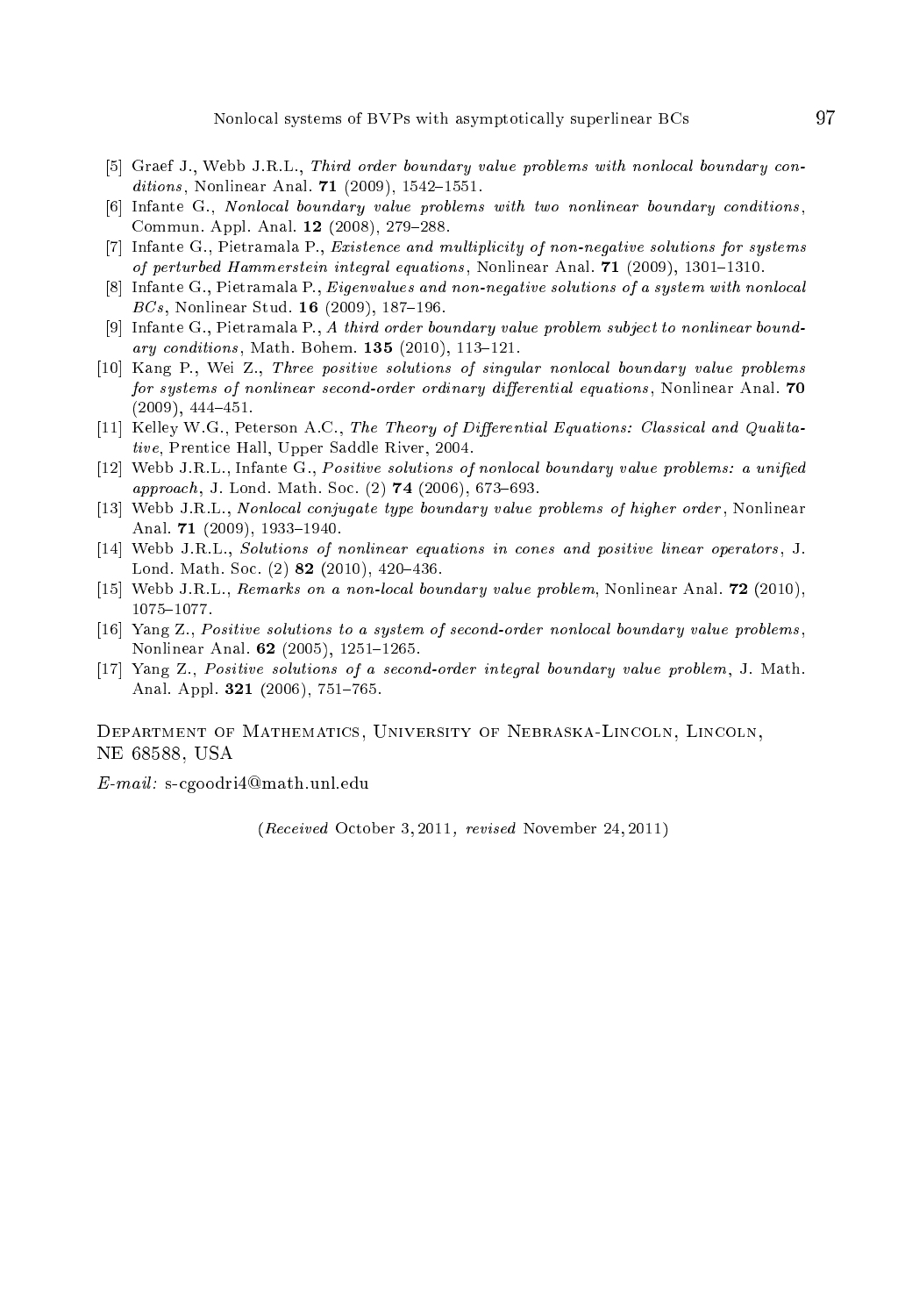[5] Graef J., Webb J.R.L., *Third order boundary value problems with nonlocal boundary conditions*, Nonlinear Anal. **71** (2009), 1542–1551.

[6] Infante G., *Nonlocal boundary value problems with two nonlinear boundary conditions*, Commun. Appl. Anal. **12** (2008), 279–288.

[7] Infante G., Pietramala P., *Existence and multiplicity of non-negative solutions for systems of perturbed Hammerstein integral equations*, Nonlinear Anal. **71** (2009), 1301–1310.

[8] Infante G., Pietramala P., *Eigenvalues and non-negative solutions of a system with nonlocal BCs*, Nonlinear Stud. **16** (2009), 187–196.

[9] Infante G., Pietramala P., *A third order boundary value problem subject to nonlinear boundary conditions*, Math. Bohem. **135** (2010), 113–121.

[10] Kang P., Wei Z., *Three positive solutions of singular nonlocal boundary value problems for systems of nonlinear second-order ordinary differential equations*, Nonlinear Anal. **70** (2009), 444–451.

[11] Kelley W.G., Peterson A.C., *The Theory of Differential Equations: Classical and Qualitative*, Prentice Hall, Upper Saddle River, 2004.

[12] Webb J.R.L., Infante G., *Positive solutions of nonlocal boundary value problems: a unified approach*, J. Lond. Math. Soc. (2) **74** (2006), 673–693.

[13] Webb J.R.L., *Nonlocal conjugate type boundary value problems of higher order*, Nonlinear Anal. **71** (2009), 1933–1940.

[14] Webb J.R.L., *Solutions of nonlinear equations in cones and positive linear operators*, J. Lond. Math. Soc. (2) **82** (2010), 420–436.

[15] Webb J.R.L., *Remarks on a non-local boundary value problem*, Nonlinear Anal. **72** (2010), 1075–1077.

[16] Yang Z., *Positive solutions to a system of second-order nonlocal boundary value problems*, Nonlinear Anal. **62** (2005), 1251–1265.

[17] Yang Z., *Positive solutions of a second-order integral boundary value problem*, J. Math. Anal. Appl. **321** (2006), 751–765.

Department of Mathematics, University of Nebraska-Lincoln, Lincoln, NE 68588, USA

*E-mail:* s-cgoodri4@math.unl.edu

(*Received* October 3, 2011, *revised* November 24, 2011)